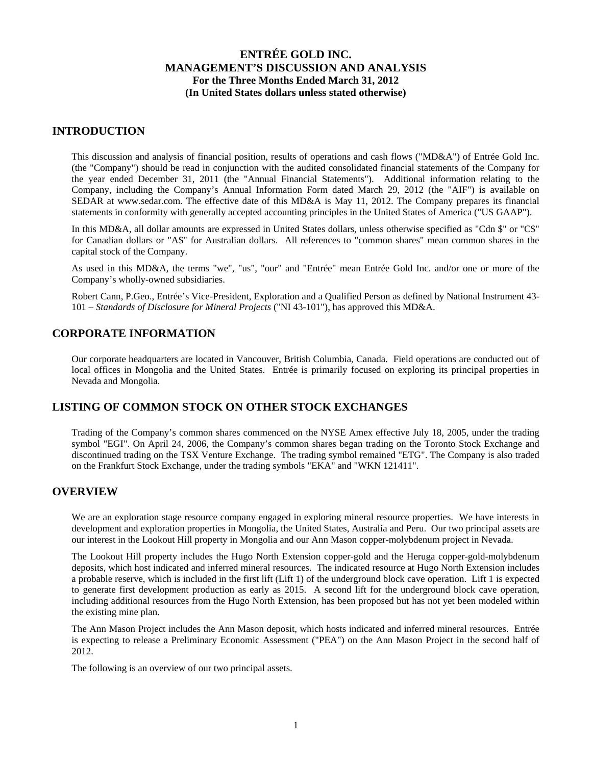# ENTRÉE GOLD INC.
# MANAGEMENT'S DISCUSSION AND ANALYSIS
### For the Three Months Ended March 31, 2012
### (In United States dollars unless stated otherwise)

## INTRODUCTION

This discussion and analysis of financial position, results of operations and cash flows ("MD&A") of Entrée Gold Inc. (the "Company") should be read in conjunction with the audited consolidated financial statements of the Company for the year ended December 31, 2011 (the "Annual Financial Statements"). Additional information relating to the Company, including the Company's Annual Information Form dated March 29, 2012 (the "AIF") is available on SEDAR at www.sedar.com. The effective date of this MD&A is May 11, 2012. The Company prepares its financial statements in conformity with generally accepted accounting principles in the United States of America ("US GAAP").

In this MD&A, all dollar amounts are expressed in United States dollars, unless otherwise specified as "Cdn $" or "C$" for Canadian dollars or "A$" for Australian dollars. All references to "common shares" mean common shares in the capital stock of the Company.

As used in this MD&A, the terms "we", "us", "our" and "Entrée" mean Entrée Gold Inc. and/or one or more of the Company's wholly-owned subsidiaries.

Robert Cann, P.Geo., Entrée's Vice-President, Exploration and a Qualified Person as defined by National Instrument 43-101 – *Standards of Disclosure for Mineral Projects* ("NI 43-101"), has approved this MD&A.

## CORPORATE INFORMATION

Our corporate headquarters are located in Vancouver, British Columbia, Canada. Field operations are conducted out of local offices in Mongolia and the United States. Entrée is primarily focused on exploring its principal properties in Nevada and Mongolia.

## LISTING OF COMMON STOCK ON OTHER STOCK EXCHANGES

Trading of the Company's common shares commenced on the NYSE Amex effective July 18, 2005, under the trading symbol "EGI". On April 24, 2006, the Company's common shares began trading on the Toronto Stock Exchange and discontinued trading on the TSX Venture Exchange. The trading symbol remained "ETG". The Company is also traded on the Frankfurt Stock Exchange, under the trading symbols "EKA" and "WKN 121411".

## OVERVIEW

We are an exploration stage resource company engaged in exploring mineral resource properties. We have interests in development and exploration properties in Mongolia, the United States, Australia and Peru. Our two principal assets are our interest in the Lookout Hill property in Mongolia and our Ann Mason copper-molybdenum project in Nevada.

The Lookout Hill property includes the Hugo North Extension copper-gold and the Heruga copper-gold-molybdenum deposits, which host indicated and inferred mineral resources. The indicated resource at Hugo North Extension includes a probable reserve, which is included in the first lift (Lift 1) of the underground block cave operation. Lift 1 is expected to generate first development production as early as 2015. A second lift for the underground block cave operation, including additional resources from the Hugo North Extension, has been proposed but has not yet been modeled within the existing mine plan.

The Ann Mason Project includes the Ann Mason deposit, which hosts indicated and inferred mineral resources. Entrée is expecting to release a Preliminary Economic Assessment ("PEA") on the Ann Mason Project in the second half of 2012.

The following is an overview of our two principal assets.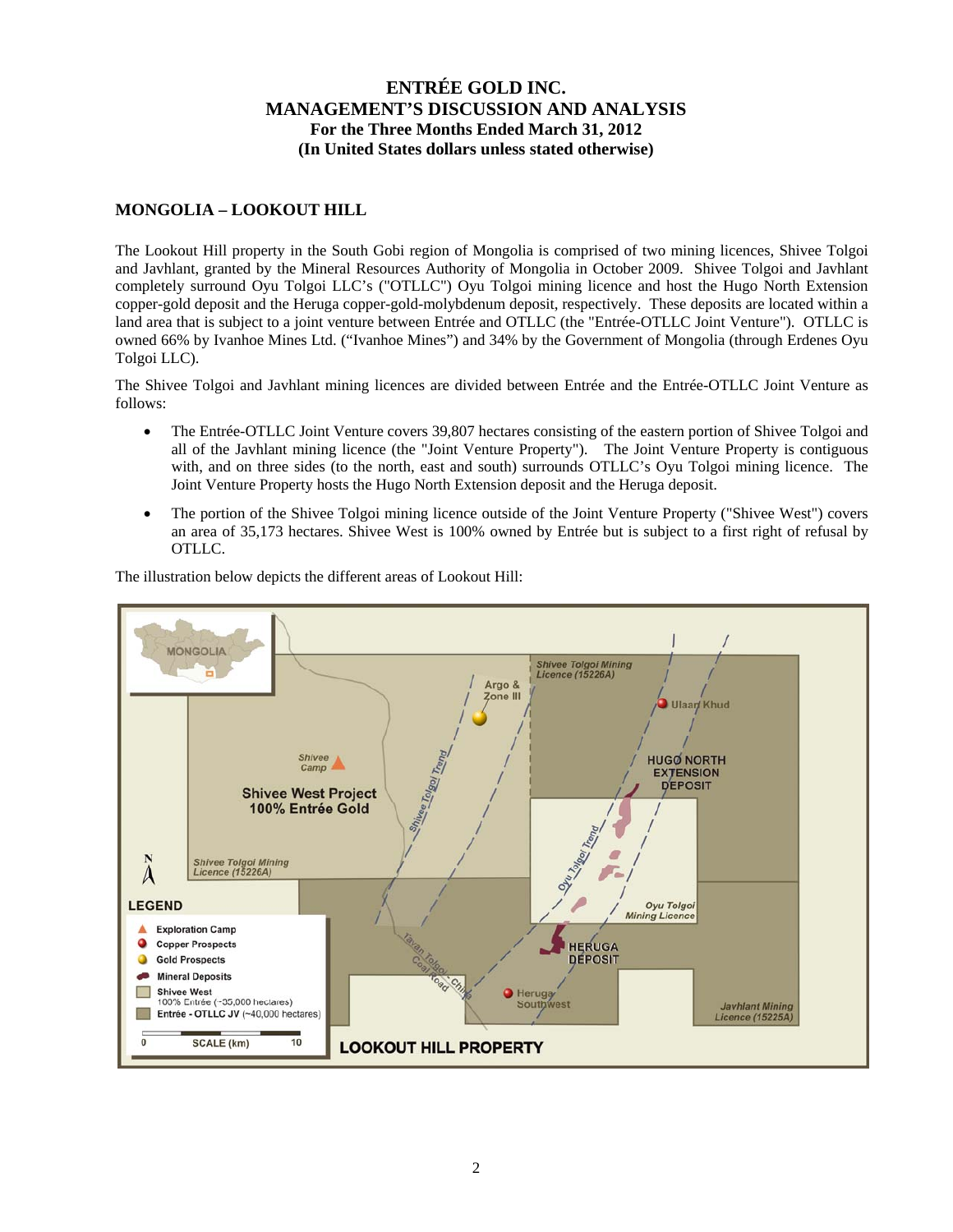# ENTRÉE GOLD INC.
# MANAGEMENT'S DISCUSSION AND ANALYSIS
### For the Three Months Ended March 31, 2012
### (In United States dollars unless stated otherwise)

## MONGOLIA – LOOKOUT HILL

The Lookout Hill property in the South Gobi region of Mongolia is comprised of two mining licences, Shivee Tolgoi and Javhlant, granted by the Mineral Resources Authority of Mongolia in October 2009. Shivee Tolgoi and Javhlant completely surround Oyu Tolgoi LLC's ("OTLLC") Oyu Tolgoi mining licence and host the Hugo North Extension copper-gold deposit and the Heruga copper-gold-molybdenum deposit, respectively. These deposits are located within a land area that is subject to a joint venture between Entrée and OTLLC (the "Entrée-OTLLC Joint Venture"). OTLLC is owned 66% by Ivanhoe Mines Ltd. ("Ivanhoe Mines") and 34% by the Government of Mongolia (through Erdenes Oyu Tolgoi LLC).

The Shivee Tolgoi and Javhlant mining licences are divided between Entrée and the Entrée-OTLLC Joint Venture as follows:

- The Entrée-OTLLC Joint Venture covers 39,807 hectares consisting of the eastern portion of Shivee Tolgoi and all of the Javhlant mining licence (the "Joint Venture Property"). The Joint Venture Property is contiguous with, and on three sides (to the north, east and south) surrounds OTLLC's Oyu Tolgoi mining licence. The Joint Venture Property hosts the Hugo North Extension deposit and the Heruga deposit.
- The portion of the Shivee Tolgoi mining licence outside of the Joint Venture Property ("Shivee West") covers an area of 35,173 hectares. Shivee West is 100% owned by Entrée but is subject to a first right of refusal by OTLLC.

The illustration below depicts the different areas of Lookout Hill:

**LOOKOUT HILL PROPERTY**

(Map labels: Mongolia; Shivee Tolgoi Mining Licence (15226A); Argo & Zone III; Ulaan Khud; Shivee Camp; Shivee Tolgoi Trend; Shivee West Project 100% Entrée Gold; Hugo North Extension Deposit; Oyu Tolgoi Trend; Oyu Tolgoi Mining Licence; Heruga Deposit; Heruga Southwest; Tavan Tolgoi-China Coal Road; Javhlant Mining Licence (15225A))

LEGEND
- Exploration Camp
- Copper Prospects
- Gold Prospects
- Mineral Deposits
- Shivee West 100% Entrée (~35,000 hectares)
- Entrée - OTLLC JV (~40,000 hectares)

SCALE (km) 0 – 10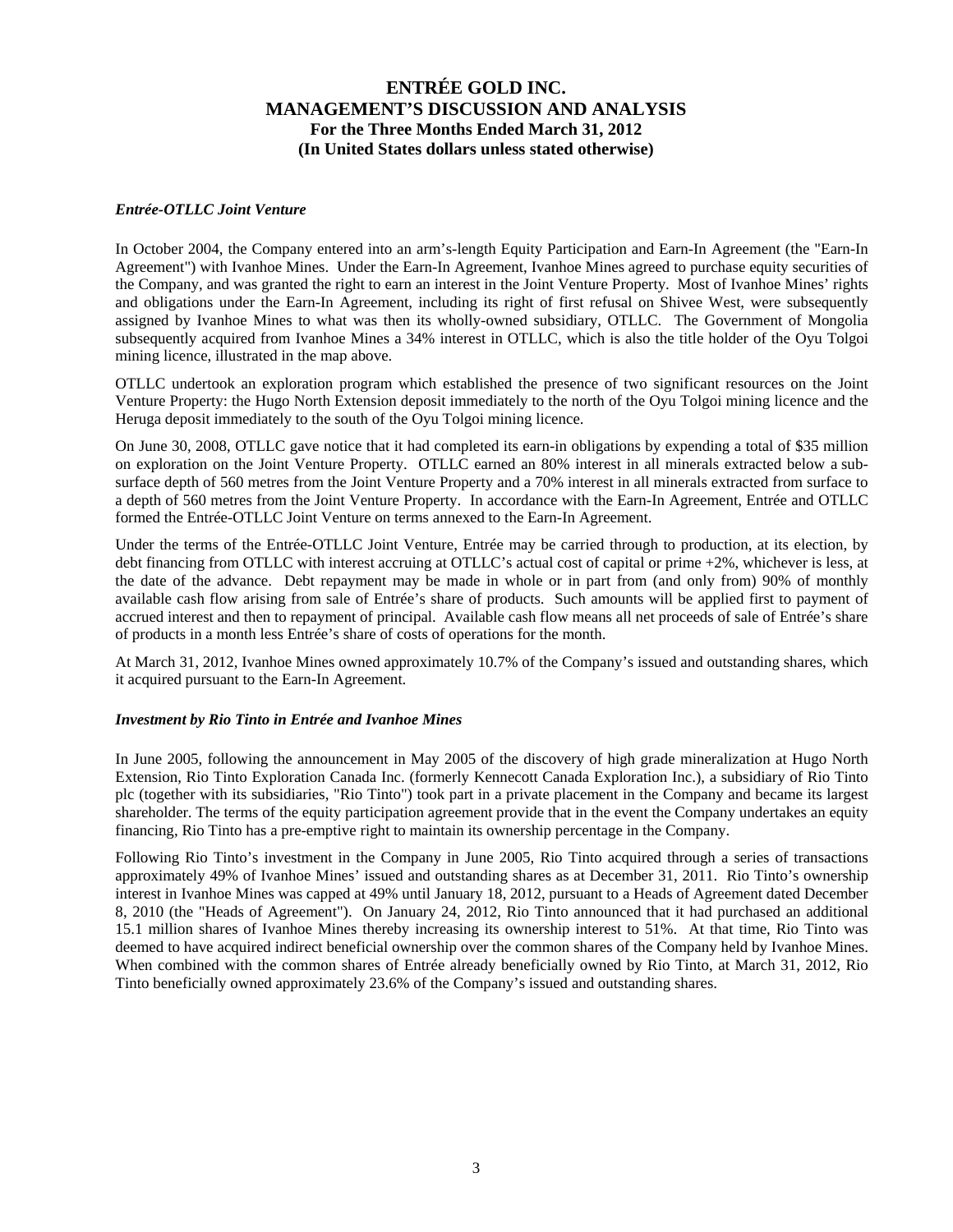### *Entrée-OTLLC Joint Venture*

In October 2004, the Company entered into an arm's-length Equity Participation and Earn-In Agreement (the "Earn-In Agreement") with Ivanhoe Mines. Under the Earn-In Agreement, Ivanhoe Mines agreed to purchase equity securities of the Company, and was granted the right to earn an interest in the Joint Venture Property. Most of Ivanhoe Mines' rights and obligations under the Earn-In Agreement, including its right of first refusal on Shivee West, were subsequently assigned by Ivanhoe Mines to what was then its wholly-owned subsidiary, OTLLC. The Government of Mongolia subsequently acquired from Ivanhoe Mines a 34% interest in OTLLC, which is also the title holder of the Oyu Tolgoi mining licence, illustrated in the map above.

OTLLC undertook an exploration program which established the presence of two significant resources on the Joint Venture Property: the Hugo North Extension deposit immediately to the north of the Oyu Tolgoi mining licence and the Heruga deposit immediately to the south of the Oyu Tolgoi mining licence.

On June 30, 2008, OTLLC gave notice that it had completed its earn-in obligations by expending a total of $35 million on exploration on the Joint Venture Property. OTLLC earned an 80% interest in all minerals extracted below a sub-surface depth of 560 metres from the Joint Venture Property and a 70% interest in all minerals extracted from surface to a depth of 560 metres from the Joint Venture Property. In accordance with the Earn-In Agreement, Entrée and OTLLC formed the Entrée-OTLLC Joint Venture on terms annexed to the Earn-In Agreement.

Under the terms of the Entrée-OTLLC Joint Venture, Entrée may be carried through to production, at its election, by debt financing from OTLLC with interest accruing at OTLLC's actual cost of capital or prime +2%, whichever is less, at the date of the advance. Debt repayment may be made in whole or in part from (and only from) 90% of monthly available cash flow arising from sale of Entrée's share of products. Such amounts will be applied first to payment of accrued interest and then to repayment of principal. Available cash flow means all net proceeds of sale of Entrée's share of products in a month less Entrée's share of costs of operations for the month.

At March 31, 2012, Ivanhoe Mines owned approximately 10.7% of the Company's issued and outstanding shares, which it acquired pursuant to the Earn-In Agreement.

### *Investment by Rio Tinto in Entrée and Ivanhoe Mines*

In June 2005, following the announcement in May 2005 of the discovery of high grade mineralization at Hugo North Extension, Rio Tinto Exploration Canada Inc. (formerly Kennecott Canada Exploration Inc.), a subsidiary of Rio Tinto plc (together with its subsidiaries, "Rio Tinto") took part in a private placement in the Company and became its largest shareholder. The terms of the equity participation agreement provide that in the event the Company undertakes an equity financing, Rio Tinto has a pre-emptive right to maintain its ownership percentage in the Company.

Following Rio Tinto's investment in the Company in June 2005, Rio Tinto acquired through a series of transactions approximately 49% of Ivanhoe Mines' issued and outstanding shares as at December 31, 2011. Rio Tinto's ownership interest in Ivanhoe Mines was capped at 49% until January 18, 2012, pursuant to a Heads of Agreement dated December 8, 2010 (the "Heads of Agreement"). On January 24, 2012, Rio Tinto announced that it had purchased an additional 15.1 million shares of Ivanhoe Mines thereby increasing its ownership interest to 51%. At that time, Rio Tinto was deemed to have acquired indirect beneficial ownership over the common shares of the Company held by Ivanhoe Mines. When combined with the common shares of Entrée already beneficially owned by Rio Tinto, at March 31, 2012, Rio Tinto beneficially owned approximately 23.6% of the Company's issued and outstanding shares.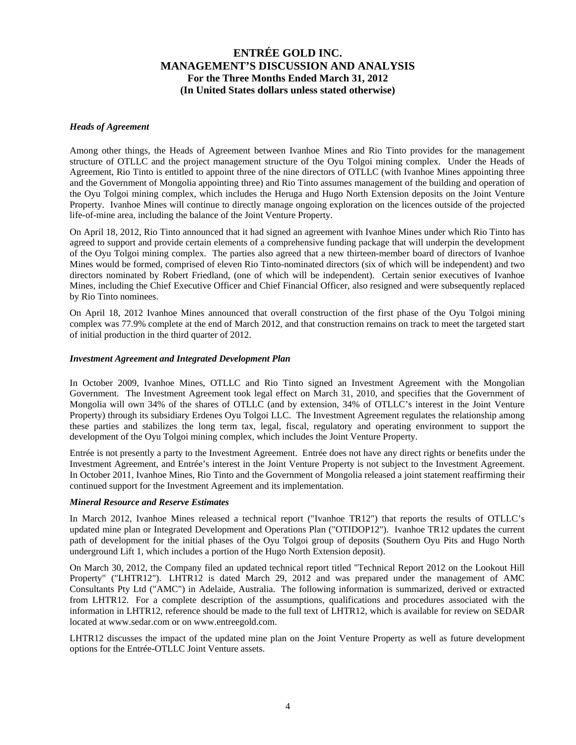### *Heads of Agreement*

Among other things, the Heads of Agreement between Ivanhoe Mines and Rio Tinto provides for the management structure of OTLLC and the project management structure of the Oyu Tolgoi mining complex. Under the Heads of Agreement, Rio Tinto is entitled to appoint three of the nine directors of OTLLC (with Ivanhoe Mines appointing three and the Government of Mongolia appointing three) and Rio Tinto assumes management of the building and operation of the Oyu Tolgoi mining complex, which includes the Heruga and Hugo North Extension deposits on the Joint Venture Property. Ivanhoe Mines will continue to directly manage ongoing exploration on the licences outside of the projected life-of-mine area, including the balance of the Joint Venture Property.

On April 18, 2012, Rio Tinto announced that it had signed an agreement with Ivanhoe Mines under which Rio Tinto has agreed to support and provide certain elements of a comprehensive funding package that will underpin the development of the Oyu Tolgoi mining complex. The parties also agreed that a new thirteen-member board of directors of Ivanhoe Mines would be formed, comprised of eleven Rio Tinto-nominated directors (six of which will be independent) and two directors nominated by Robert Friedland, (one of which will be independent). Certain senior executives of Ivanhoe Mines, including the Chief Executive Officer and Chief Financial Officer, also resigned and were subsequently replaced by Rio Tinto nominees.

On April 18, 2012 Ivanhoe Mines announced that overall construction of the first phase of the Oyu Tolgoi mining complex was 77.9% complete at the end of March 2012, and that construction remains on track to meet the targeted start of initial production in the third quarter of 2012.

### *Investment Agreement and Integrated Development Plan*

In October 2009, Ivanhoe Mines, OTLLC and Rio Tinto signed an Investment Agreement with the Mongolian Government. The Investment Agreement took legal effect on March 31, 2010, and specifies that the Government of Mongolia will own 34% of the shares of OTLLC (and by extension, 34% of OTLLC's interest in the Joint Venture Property) through its subsidiary Erdenes Oyu Tolgoi LLC. The Investment Agreement regulates the relationship among these parties and stabilizes the long term tax, legal, fiscal, regulatory and operating environment to support the development of the Oyu Tolgoi mining complex, which includes the Joint Venture Property.

Entrée is not presently a party to the Investment Agreement. Entrée does not have any direct rights or benefits under the Investment Agreement, and Entrée's interest in the Joint Venture Property is not subject to the Investment Agreement. In October 2011, Ivanhoe Mines, Rio Tinto and the Government of Mongolia released a joint statement reaffirming their continued support for the Investment Agreement and its implementation.

### *Mineral Resource and Reserve Estimates*

In March 2012, Ivanhoe Mines released a technical report ("Ivanhoe TR12") that reports the results of OTLLC's updated mine plan or Integrated Development and Operations Plan ("OTIDOP12"). Ivanhoe TR12 updates the current path of development for the initial phases of the Oyu Tolgoi group of deposits (Southern Oyu Pits and Hugo North underground Lift 1, which includes a portion of the Hugo North Extension deposit).

On March 30, 2012, the Company filed an updated technical report titled "Technical Report 2012 on the Lookout Hill Property" ("LHTR12"). LHTR12 is dated March 29, 2012 and was prepared under the management of AMC Consultants Pty Ltd ("AMC") in Adelaide, Australia. The following information is summarized, derived or extracted from LHTR12. For a complete description of the assumptions, qualifications and procedures associated with the information in LHTR12, reference should be made to the full text of LHTR12, which is available for review on SEDAR located at www.sedar.com or on www.entreegold.com.

LHTR12 discusses the impact of the updated mine plan on the Joint Venture Property as well as future development options for the Entrée-OTLLC Joint Venture assets.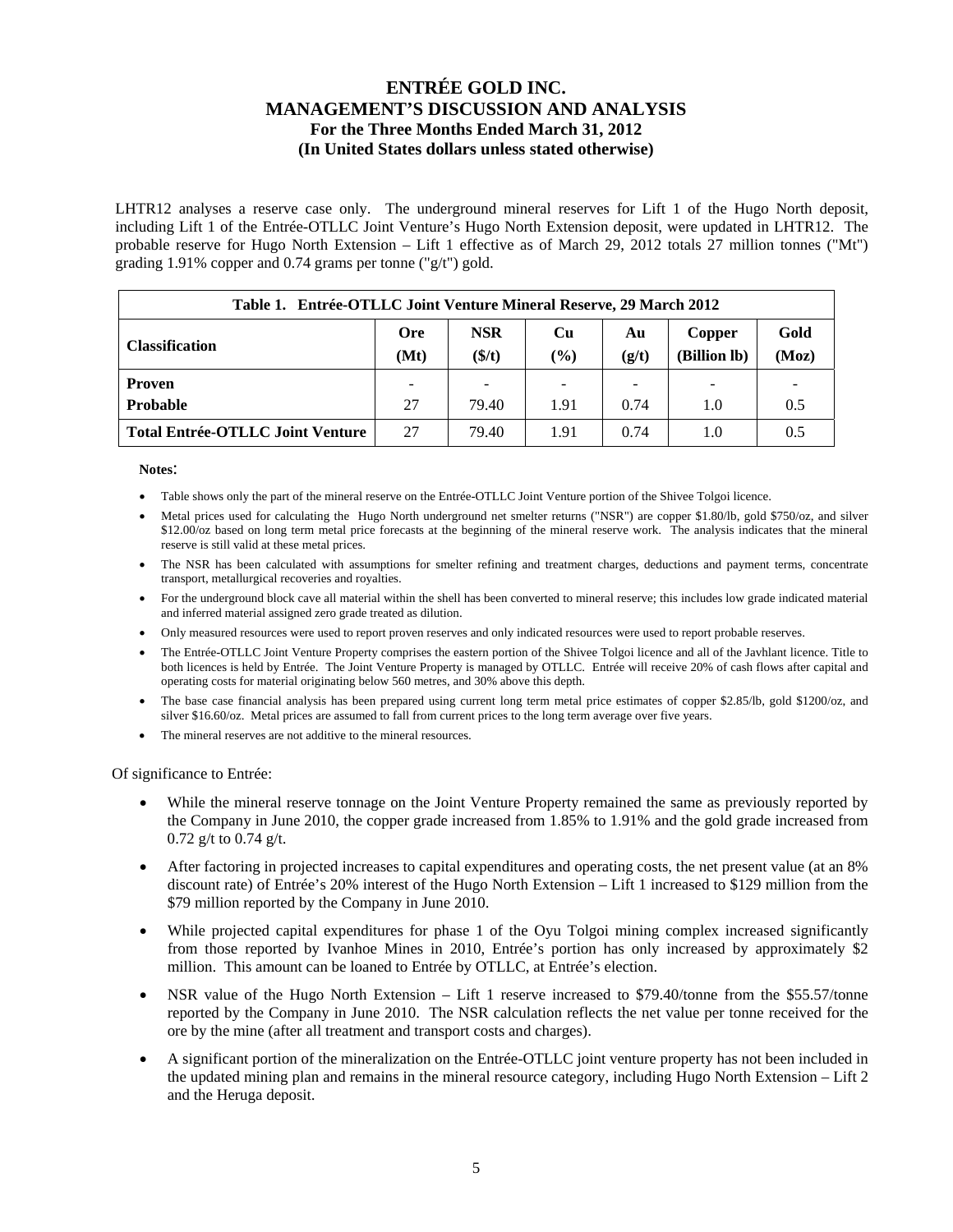LHTR12 analyses a reserve case only. The underground mineral reserves for Lift 1 of the Hugo North deposit, including Lift 1 of the Entrée-OTLLC Joint Venture's Hugo North Extension deposit, were updated in LHTR12. The probable reserve for Hugo North Extension – Lift 1 effective as of March 29, 2012 totals 27 million tonnes ("Mt") grading 1.91% copper and 0.74 grams per tonne ("g/t") gold.

**Table 1. Entrée-OTLLC Joint Venture Mineral Reserve, 29 March 2012**

| Classification | Ore (Mt) | NSR ($/t) | Cu (%) | Au (g/t) | Copper (Billion lb) | Gold (Moz) |
|---|---|---|---|---|---|---|
| **Proven** | - | - | - | - | - | - |
| **Probable** | 27 | 79.40 | 1.91 | 0.74 | 1.0 | 0.5 |
| **Total Entrée-OTLLC Joint Venture** | 27 | 79.40 | 1.91 | 0.74 | 1.0 | 0.5 |

**Notes**:

- Table shows only the part of the mineral reserve on the Entrée-OTLLC Joint Venture portion of the Shivee Tolgoi licence.
- Metal prices used for calculating the Hugo North underground net smelter returns ("NSR") are copper $1.80/lb, gold $750/oz, and silver $12.00/oz based on long term metal price forecasts at the beginning of the mineral reserve work. The analysis indicates that the mineral reserve is still valid at these metal prices.
- The NSR has been calculated with assumptions for smelter refining and treatment charges, deductions and payment terms, concentrate transport, metallurgical recoveries and royalties.
- For the underground block cave all material within the shell has been converted to mineral reserve; this includes low grade indicated material and inferred material assigned zero grade treated as dilution.
- Only measured resources were used to report proven reserves and only indicated resources were used to report probable reserves.
- The Entrée-OTLLC Joint Venture Property comprises the eastern portion of the Shivee Tolgoi licence and all of the Javhlant licence. Title to both licences is held by Entrée. The Joint Venture Property is managed by OTLLC. Entrée will receive 20% of cash flows after capital and operating costs for material originating below 560 metres, and 30% above this depth.
- The base case financial analysis has been prepared using current long term metal price estimates of copper $2.85/lb, gold $1200/oz, and silver $16.60/oz. Metal prices are assumed to fall from current prices to the long term average over five years.
- The mineral reserves are not additive to the mineral resources.

Of significance to Entrée:

- While the mineral reserve tonnage on the Joint Venture Property remained the same as previously reported by the Company in June 2010, the copper grade increased from 1.85% to 1.91% and the gold grade increased from 0.72 g/t to 0.74 g/t.
- After factoring in projected increases to capital expenditures and operating costs, the net present value (at an 8% discount rate) of Entrée's 20% interest of the Hugo North Extension – Lift 1 increased to $129 million from the $79 million reported by the Company in June 2010.
- While projected capital expenditures for phase 1 of the Oyu Tolgoi mining complex increased significantly from those reported by Ivanhoe Mines in 2010, Entrée's portion has only increased by approximately $2 million. This amount can be loaned to Entrée by OTLLC, at Entrée's election.
- NSR value of the Hugo North Extension – Lift 1 reserve increased to $79.40/tonne from the $55.57/tonne reported by the Company in June 2010. The NSR calculation reflects the net value per tonne received for the ore by the mine (after all treatment and transport costs and charges).
- A significant portion of the mineralization on the Entrée-OTLLC joint venture property has not been included in the updated mining plan and remains in the mineral resource category, including Hugo North Extension – Lift 2 and the Heruga deposit.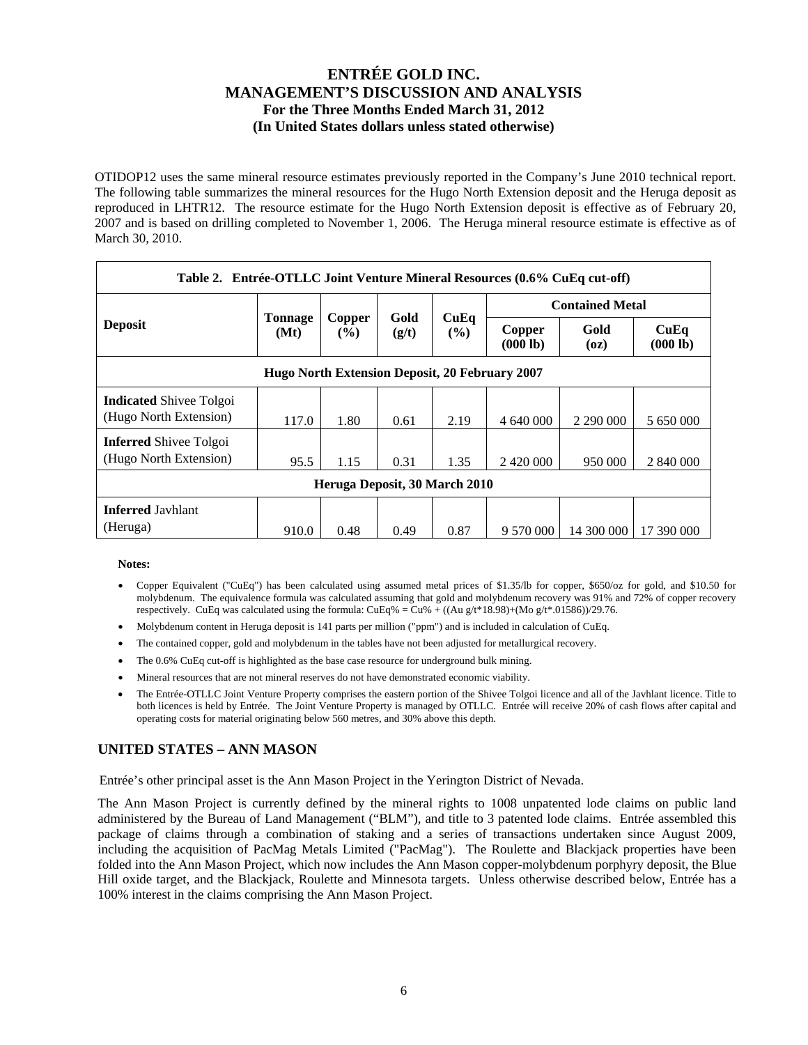OTIDOP12 uses the same mineral resource estimates previously reported in the Company's June 2010 technical report. The following table summarizes the mineral resources for the Hugo North Extension deposit and the Heruga deposit as reproduced in LHTR12. The resource estimate for the Hugo North Extension deposit is effective as of February 20, 2007 and is based on drilling completed to November 1, 2006. The Heruga mineral resource estimate is effective as of March 30, 2010.

**Table 2. Entrée-OTLLC Joint Venture Mineral Resources (0.6% CuEq cut-off)**

| Deposit | Tonnage (Mt) | Copper (%) | Gold (g/t) | CuEq (%) | Contained Metal | | |
|---|---|---|---|---|---|---|---|
| | | | | | Copper (000 lb) | Gold (oz) | CuEq (000 lb) |
| **Hugo North Extension Deposit, 20 February 2007** | | | | | | | |
| **Indicated** Shivee Tolgoi (Hugo North Extension) | 117.0 | 1.80 | 0.61 | 2.19 | 4 640 000 | 2 290 000 | 5 650 000 |
| **Inferred** Shivee Tolgoi (Hugo North Extension) | 95.5 | 1.15 | 0.31 | 1.35 | 2 420 000 | 950 000 | 2 840 000 |
| **Heruga Deposit, 30 March 2010** | | | | | | | |
| **Inferred** Javhlant (Heruga) | 910.0 | 0.48 | 0.49 | 0.87 | 9 570 000 | 14 300 000 | 17 390 000 |

**Notes:**

- Copper Equivalent ("CuEq") has been calculated using assumed metal prices of \$1.35/lb for copper, \$650/oz for gold, and \$10.50 for molybdenum. The equivalence formula was calculated assuming that gold and molybdenum recovery was 91% and 72% of copper recovery respectively. CuEq was calculated using the formula: CuEq% = Cu% + ((Au g/t\*18.98)+(Mo g/t\*.01586))/29.76.
- Molybdenum content in Heruga deposit is 141 parts per million ("ppm") and is included in calculation of CuEq.
- The contained copper, gold and molybdenum in the tables have not been adjusted for metallurgical recovery.
- The 0.6% CuEq cut-off is highlighted as the base case resource for underground bulk mining.
- Mineral resources that are not mineral reserves do not have demonstrated economic viability.
- The Entrée-OTLLC Joint Venture Property comprises the eastern portion of the Shivee Tolgoi licence and all of the Javhlant licence. Title to both licences is held by Entrée. The Joint Venture Property is managed by OTLLC. Entrée will receive 20% of cash flows after capital and operating costs for material originating below 560 metres, and 30% above this depth.

## UNITED STATES – ANN MASON

Entrée's other principal asset is the Ann Mason Project in the Yerington District of Nevada.

The Ann Mason Project is currently defined by the mineral rights to 1008 unpatented lode claims on public land administered by the Bureau of Land Management ("BLM"), and title to 3 patented lode claims. Entrée assembled this package of claims through a combination of staking and a series of transactions undertaken since August 2009, including the acquisition of PacMag Metals Limited ("PacMag"). The Roulette and Blackjack properties have been folded into the Ann Mason Project, which now includes the Ann Mason copper-molybdenum porphyry deposit, the Blue Hill oxide target, and the Blackjack, Roulette and Minnesota targets. Unless otherwise described below, Entrée has a 100% interest in the claims comprising the Ann Mason Project.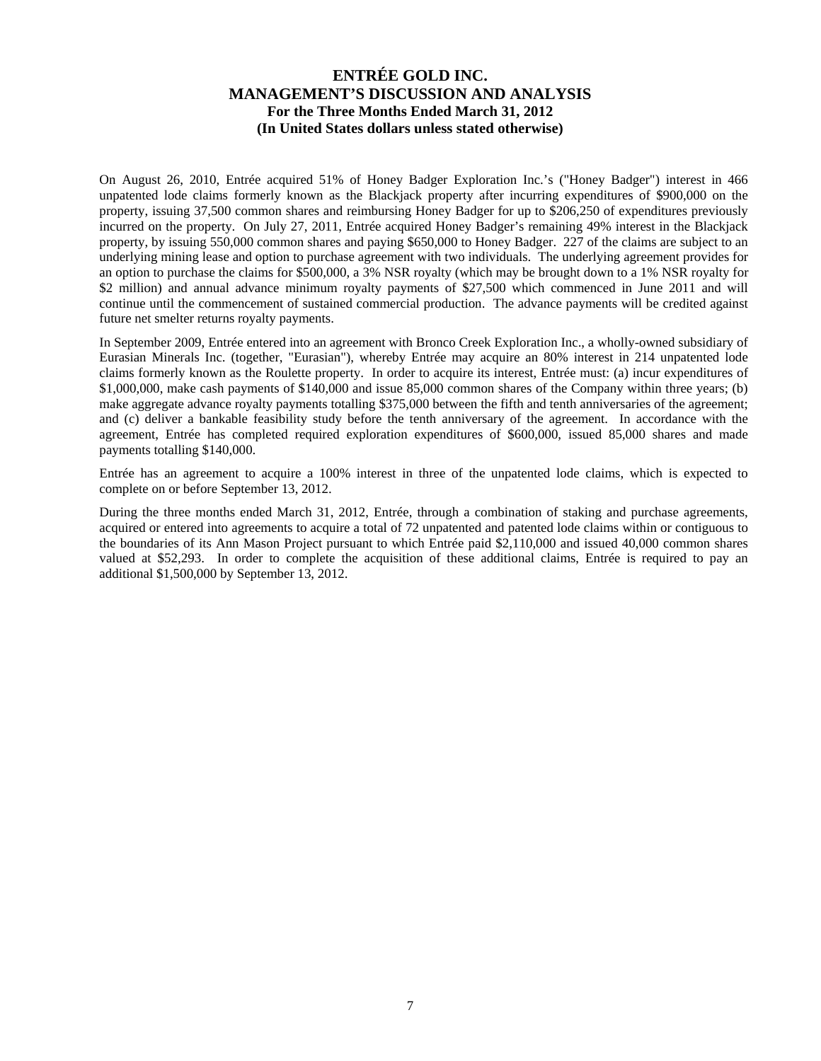On August 26, 2010, Entrée acquired 51% of Honey Badger Exploration Inc.'s ("Honey Badger") interest in 466 unpatented lode claims formerly known as the Blackjack property after incurring expenditures of $900,000 on the property, issuing 37,500 common shares and reimbursing Honey Badger for up to $206,250 of expenditures previously incurred on the property. On July 27, 2011, Entrée acquired Honey Badger's remaining 49% interest in the Blackjack property, by issuing 550,000 common shares and paying $650,000 to Honey Badger. 227 of the claims are subject to an underlying mining lease and option to purchase agreement with two individuals. The underlying agreement provides for an option to purchase the claims for $500,000, a 3% NSR royalty (which may be brought down to a 1% NSR royalty for $2 million) and annual advance minimum royalty payments of $27,500 which commenced in June 2011 and will continue until the commencement of sustained commercial production. The advance payments will be credited against future net smelter returns royalty payments.

In September 2009, Entrée entered into an agreement with Bronco Creek Exploration Inc., a wholly-owned subsidiary of Eurasian Minerals Inc. (together, "Eurasian"), whereby Entrée may acquire an 80% interest in 214 unpatented lode claims formerly known as the Roulette property. In order to acquire its interest, Entrée must: (a) incur expenditures of $1,000,000, make cash payments of $140,000 and issue 85,000 common shares of the Company within three years; (b) make aggregate advance royalty payments totalling $375,000 between the fifth and tenth anniversaries of the agreement; and (c) deliver a bankable feasibility study before the tenth anniversary of the agreement. In accordance with the agreement, Entrée has completed required exploration expenditures of $600,000, issued 85,000 shares and made payments totalling $140,000.

Entrée has an agreement to acquire a 100% interest in three of the unpatented lode claims, which is expected to complete on or before September 13, 2012.

During the three months ended March 31, 2012, Entrée, through a combination of staking and purchase agreements, acquired or entered into agreements to acquire a total of 72 unpatented and patented lode claims within or contiguous to the boundaries of its Ann Mason Project pursuant to which Entrée paid $2,110,000 and issued 40,000 common shares valued at $52,293. In order to complete the acquisition of these additional claims, Entrée is required to pay an additional $1,500,000 by September 13, 2012.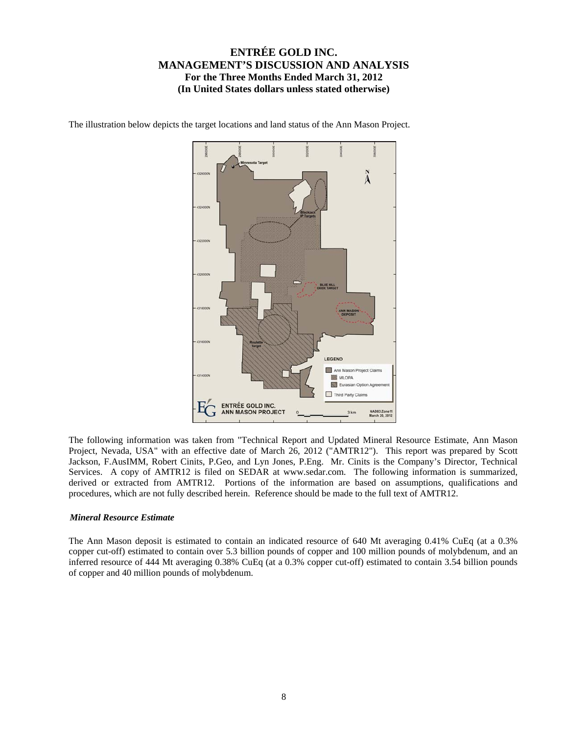The illustration below depicts the target locations and land status of the Ann Mason Project.

The following information was taken from "Technical Report and Updated Mineral Resource Estimate, Ann Mason Project, Nevada, USA" with an effective date of March 26, 2012 ("AMTR12"). This report was prepared by Scott Jackson, F.AusIMM, Robert Cinits, P.Geo, and Lyn Jones, P.Eng. Mr. Cinits is the Company's Director, Technical Services. A copy of AMTR12 is filed on SEDAR at www.sedar.com. The following information is summarized, derived or extracted from AMTR12. Portions of the information are based on assumptions, qualifications and procedures, which are not fully described herein. Reference should be made to the full text of AMTR12.

### *Mineral Resource Estimate*

The Ann Mason deposit is estimated to contain an indicated resource of 640 Mt averaging 0.41% CuEq (at a 0.3% copper cut-off) estimated to contain over 5.3 billion pounds of copper and 100 million pounds of molybdenum, and an inferred resource of 444 Mt averaging 0.38% CuEq (at a 0.3% copper cut-off) estimated to contain 3.54 billion pounds of copper and 40 million pounds of molybdenum.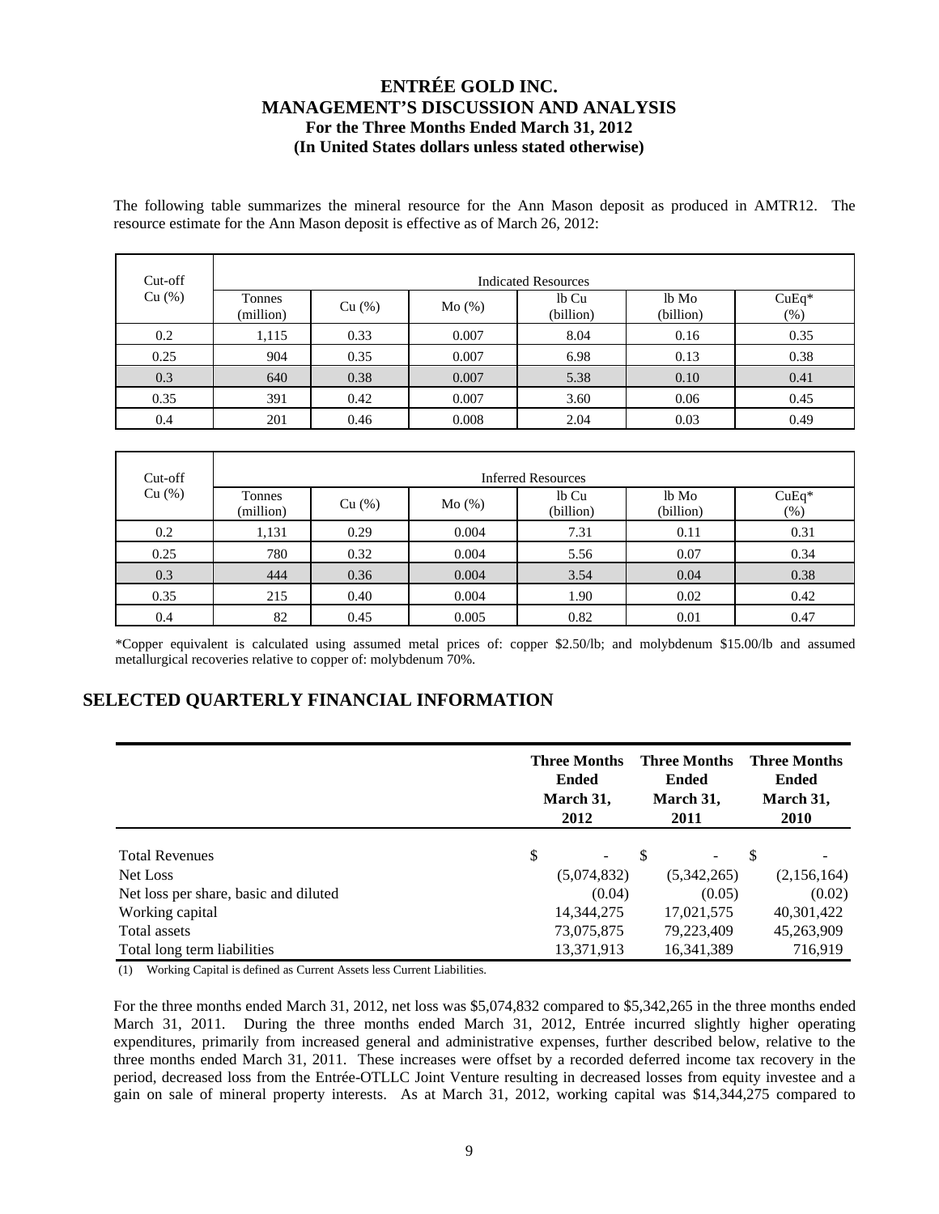The following table summarizes the mineral resource for the Ann Mason deposit as produced in AMTR12. The resource estimate for the Ann Mason deposit is effective as of March 26, 2012:

| Cut-off Cu (%) | Indicated Resources | | | | | |
|---|---|---|---|---|---|---|
| | Tonnes (million) | Cu (%) | Mo (%) | lb Cu (billion) | lb Mo (billion) | CuEq* (%) |
| 0.2 | 1,115 | 0.33 | 0.007 | 8.04 | 0.16 | 0.35 |
| 0.25 | 904 | 0.35 | 0.007 | 6.98 | 0.13 | 0.38 |
| 0.3 | 640 | 0.38 | 0.007 | 5.38 | 0.10 | 0.41 |
| 0.35 | 391 | 0.42 | 0.007 | 3.60 | 0.06 | 0.45 |
| 0.4 | 201 | 0.46 | 0.008 | 2.04 | 0.03 | 0.49 |

| Cut-off Cu (%) | Inferred Resources | | | | | |
|---|---|---|---|---|---|---|
| | Tonnes (million) | Cu (%) | Mo (%) | lb Cu (billion) | lb Mo (billion) | CuEq* (%) |
| 0.2 | 1,131 | 0.29 | 0.004 | 7.31 | 0.11 | 0.31 |
| 0.25 | 780 | 0.32 | 0.004 | 5.56 | 0.07 | 0.34 |
| 0.3 | 444 | 0.36 | 0.004 | 3.54 | 0.04 | 0.38 |
| 0.35 | 215 | 0.40 | 0.004 | 1.90 | 0.02 | 0.42 |
| 0.4 | 82 | 0.45 | 0.005 | 0.82 | 0.01 | 0.47 |

*Copper equivalent is calculated using assumed metal prices of: copper $2.50/lb; and molybdenum $15.00/lb and assumed metallurgical recoveries relative to copper of: molybdenum 70%.

## SELECTED QUARTERLY FINANCIAL INFORMATION

| | Three Months Ended March 31, 2012 | Three Months Ended March 31, 2011 | Three Months Ended March 31, 2010 |
|---|---|---|---|
| Total Revenues | $ - | $ - | $ - |
| Net Loss | (5,074,832) | (5,342,265) | (2,156,164) |
| Net loss per share, basic and diluted | (0.04) | (0.05) | (0.02) |
| Working capital | 14,344,275 | 17,021,575 | 40,301,422 |
| Total assets | 73,075,875 | 79,223,409 | 45,263,909 |
| Total long term liabilities | 13,371,913 | 16,341,389 | 716,919 |

(1) Working Capital is defined as Current Assets less Current Liabilities.

For the three months ended March 31, 2012, net loss was $5,074,832 compared to $5,342,265 in the three months ended March 31, 2011. During the three months ended March 31, 2012, Entrée incurred slightly higher operating expenditures, primarily from increased general and administrative expenses, further described below, relative to the three months ended March 31, 2011. These increases were offset by a recorded deferred income tax recovery in the period, decreased loss from the Entrée-OTLLC Joint Venture resulting in decreased losses from equity investee and a gain on sale of mineral property interests. As at March 31, 2012, working capital was $14,344,275 compared to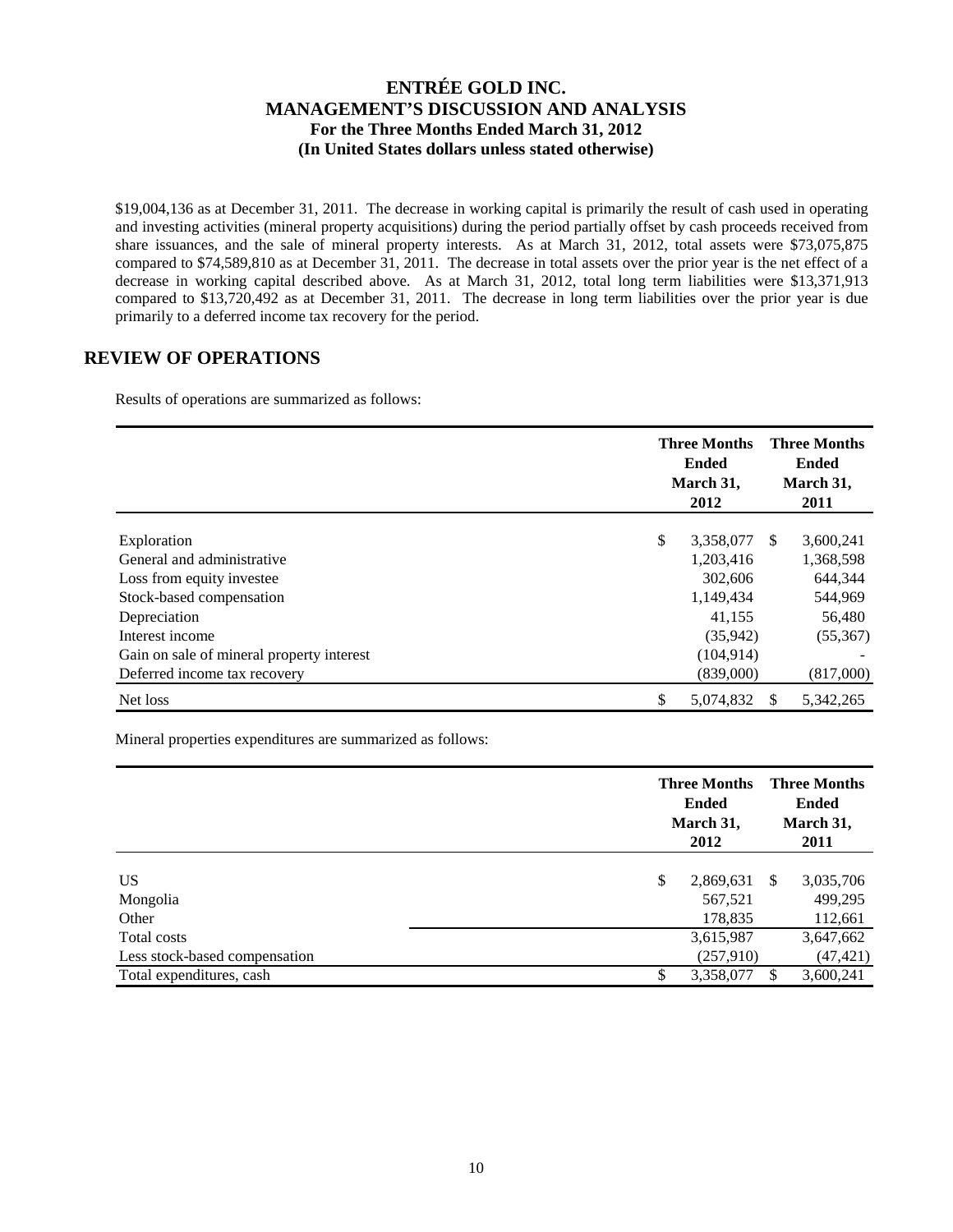$19,004,136 as at December 31, 2011. The decrease in working capital is primarily the result of cash used in operating and investing activities (mineral property acquisitions) during the period partially offset by cash proceeds received from share issuances, and the sale of mineral property interests. As at March 31, 2012, total assets were $73,075,875 compared to $74,589,810 as at December 31, 2011. The decrease in total assets over the prior year is the net effect of a decrease in working capital described above. As at March 31, 2012, total long term liabilities were $13,371,913 compared to $13,720,492 as at December 31, 2011. The decrease in long term liabilities over the prior year is due primarily to a deferred income tax recovery for the period.

## REVIEW OF OPERATIONS

Results of operations are summarized as follows:

| | Three Months Ended March 31, 2012 | Three Months Ended March 31, 2011 |
|---|---|---|
| Exploration | $ 3,358,077 | $ 3,600,241 |
| General and administrative | 1,203,416 | 1,368,598 |
| Loss from equity investee | 302,606 | 644,344 |
| Stock-based compensation | 1,149,434 | 544,969 |
| Depreciation | 41,155 | 56,480 |
| Interest income | (35,942) | (55,367) |
| Gain on sale of mineral property interest | (104,914) | - |
| Deferred income tax recovery | (839,000) | (817,000) |
| Net loss | $ 5,074,832 | $ 5,342,265 |

Mineral properties expenditures are summarized as follows:

| | Three Months Ended March 31, 2012 | Three Months Ended March 31, 2011 |
|---|---|---|
| US | $ 2,869,631 | $ 3,035,706 |
| Mongolia | 567,521 | 499,295 |
| Other | 178,835 | 112,661 |
| Total costs | 3,615,987 | 3,647,662 |
| Less stock-based compensation | (257,910) | (47,421) |
| Total expenditures, cash | $ 3,358,077 | $ 3,600,241 |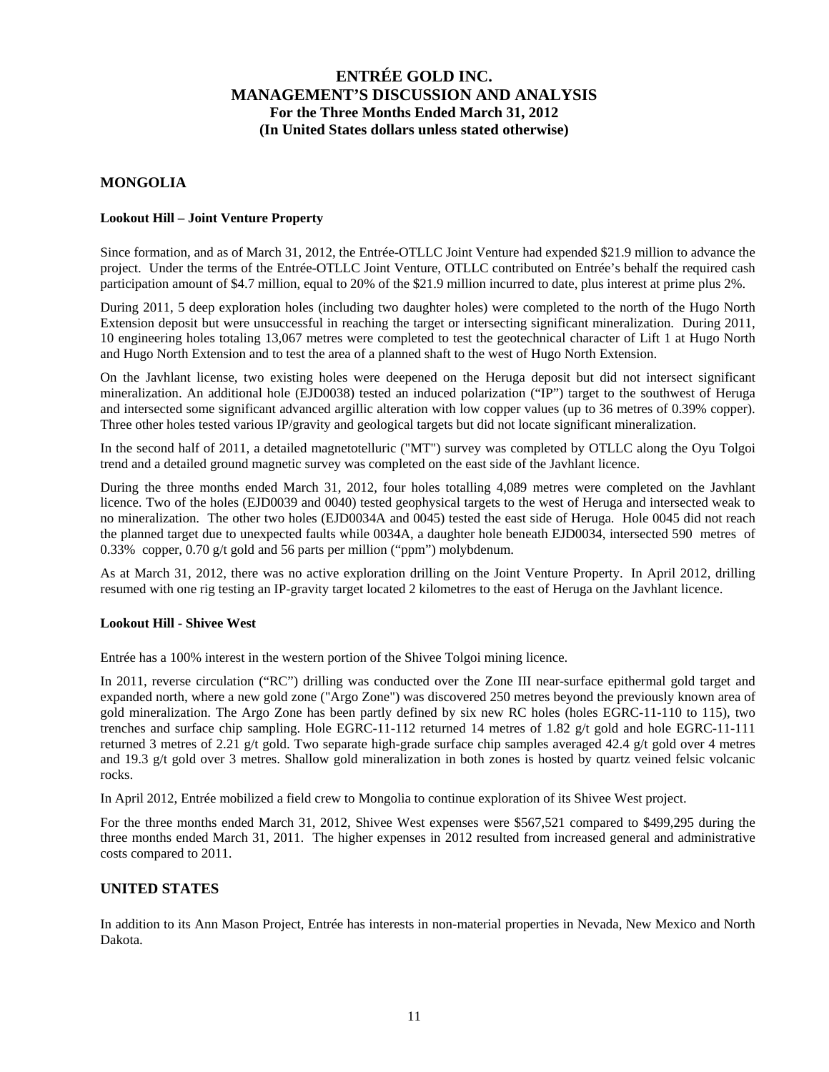## MONGOLIA

### Lookout Hill – Joint Venture Property

Since formation, and as of March 31, 2012, the Entrée-OTLLC Joint Venture had expended $21.9 million to advance the project. Under the terms of the Entrée-OTLLC Joint Venture, OTLLC contributed on Entrée's behalf the required cash participation amount of $4.7 million, equal to 20% of the $21.9 million incurred to date, plus interest at prime plus 2%.

During 2011, 5 deep exploration holes (including two daughter holes) were completed to the north of the Hugo North Extension deposit but were unsuccessful in reaching the target or intersecting significant mineralization. During 2011, 10 engineering holes totaling 13,067 metres were completed to test the geotechnical character of Lift 1 at Hugo North and Hugo North Extension and to test the area of a planned shaft to the west of Hugo North Extension.

On the Javhlant license, two existing holes were deepened on the Heruga deposit but did not intersect significant mineralization. An additional hole (EJD0038) tested an induced polarization ("IP") target to the southwest of Heruga and intersected some significant advanced argillic alteration with low copper values (up to 36 metres of 0.39% copper). Three other holes tested various IP/gravity and geological targets but did not locate significant mineralization.

In the second half of 2011, a detailed magnetotelluric ("MT") survey was completed by OTLLC along the Oyu Tolgoi trend and a detailed ground magnetic survey was completed on the east side of the Javhlant licence.

During the three months ended March 31, 2012, four holes totalling 4,089 metres were completed on the Javhlant licence. Two of the holes (EJD0039 and 0040) tested geophysical targets to the west of Heruga and intersected weak to no mineralization. The other two holes (EJD0034A and 0045) tested the east side of Heruga. Hole 0045 did not reach the planned target due to unexpected faults while 0034A, a daughter hole beneath EJD0034, intersected 590 metres of 0.33% copper, 0.70 g/t gold and 56 parts per million ("ppm") molybdenum.

As at March 31, 2012, there was no active exploration drilling on the Joint Venture Property. In April 2012, drilling resumed with one rig testing an IP-gravity target located 2 kilometres to the east of Heruga on the Javhlant licence.

### Lookout Hill - Shivee West

Entrée has a 100% interest in the western portion of the Shivee Tolgoi mining licence.

In 2011, reverse circulation ("RC") drilling was conducted over the Zone III near-surface epithermal gold target and expanded north, where a new gold zone ("Argo Zone") was discovered 250 metres beyond the previously known area of gold mineralization. The Argo Zone has been partly defined by six new RC holes (holes EGRC-11-110 to 115), two trenches and surface chip sampling. Hole EGRC-11-112 returned 14 metres of 1.82 g/t gold and hole EGRC-11-111 returned 3 metres of 2.21 g/t gold. Two separate high-grade surface chip samples averaged 42.4 g/t gold over 4 metres and 19.3 g/t gold over 3 metres. Shallow gold mineralization in both zones is hosted by quartz veined felsic volcanic rocks.

In April 2012, Entrée mobilized a field crew to Mongolia to continue exploration of its Shivee West project.

For the three months ended March 31, 2012, Shivee West expenses were $567,521 compared to $499,295 during the three months ended March 31, 2011. The higher expenses in 2012 resulted from increased general and administrative costs compared to 2011.

## UNITED STATES

In addition to its Ann Mason Project, Entrée has interests in non-material properties in Nevada, New Mexico and North Dakota.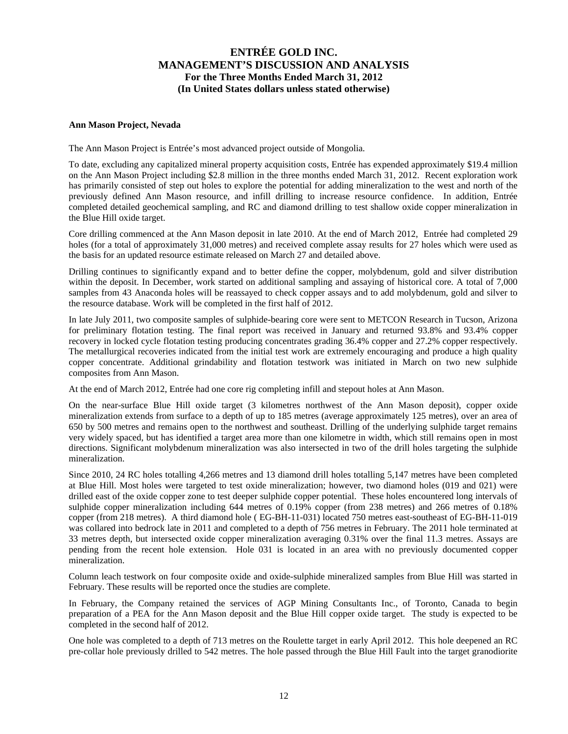**Ann Mason Project, Nevada**

The Ann Mason Project is Entrée's most advanced project outside of Mongolia.

To date, excluding any capitalized mineral property acquisition costs, Entrée has expended approximately $19.4 million on the Ann Mason Project including $2.8 million in the three months ended March 31, 2012. Recent exploration work has primarily consisted of step out holes to explore the potential for adding mineralization to the west and north of the previously defined Ann Mason resource, and infill drilling to increase resource confidence. In addition, Entrée completed detailed geochemical sampling, and RC and diamond drilling to test shallow oxide copper mineralization in the Blue Hill oxide target.

Core drilling commenced at the Ann Mason deposit in late 2010. At the end of March 2012, Entrée had completed 29 holes (for a total of approximately 31,000 metres) and received complete assay results for 27 holes which were used as the basis for an updated resource estimate released on March 27 and detailed above.

Drilling continues to significantly expand and to better define the copper, molybdenum, gold and silver distribution within the deposit. In December, work started on additional sampling and assaying of historical core. A total of 7,000 samples from 43 Anaconda holes will be reassayed to check copper assays and to add molybdenum, gold and silver to the resource database. Work will be completed in the first half of 2012.

In late July 2011, two composite samples of sulphide-bearing core were sent to METCON Research in Tucson, Arizona for preliminary flotation testing. The final report was received in January and returned 93.8% and 93.4% copper recovery in locked cycle flotation testing producing concentrates grading 36.4% copper and 27.2% copper respectively. The metallurgical recoveries indicated from the initial test work are extremely encouraging and produce a high quality copper concentrate. Additional grindability and flotation testwork was initiated in March on two new sulphide composites from Ann Mason.

At the end of March 2012, Entrée had one core rig completing infill and stepout holes at Ann Mason.

On the near-surface Blue Hill oxide target (3 kilometres northwest of the Ann Mason deposit), copper oxide mineralization extends from surface to a depth of up to 185 metres (average approximately 125 metres), over an area of 650 by 500 metres and remains open to the northwest and southeast. Drilling of the underlying sulphide target remains very widely spaced, but has identified a target area more than one kilometre in width, which still remains open in most directions. Significant molybdenum mineralization was also intersected in two of the drill holes targeting the sulphide mineralization.

Since 2010, 24 RC holes totalling 4,266 metres and 13 diamond drill holes totalling 5,147 metres have been completed at Blue Hill. Most holes were targeted to test oxide mineralization; however, two diamond holes (019 and 021) were drilled east of the oxide copper zone to test deeper sulphide copper potential. These holes encountered long intervals of sulphide copper mineralization including 644 metres of 0.19% copper (from 238 metres) and 266 metres of 0.18% copper (from 218 metres). A third diamond hole ( EG-BH-11-031) located 750 metres east-southeast of EG-BH-11-019 was collared into bedrock late in 2011 and completed to a depth of 756 metres in February. The 2011 hole terminated at 33 metres depth, but intersected oxide copper mineralization averaging 0.31% over the final 11.3 metres. Assays are pending from the recent hole extension. Hole 031 is located in an area with no previously documented copper mineralization.

Column leach testwork on four composite oxide and oxide-sulphide mineralized samples from Blue Hill was started in February. These results will be reported once the studies are complete.

In February, the Company retained the services of AGP Mining Consultants Inc., of Toronto, Canada to begin preparation of a PEA for the Ann Mason deposit and the Blue Hill copper oxide target. The study is expected to be completed in the second half of 2012.

One hole was completed to a depth of 713 metres on the Roulette target in early April 2012. This hole deepened an RC pre-collar hole previously drilled to 542 metres. The hole passed through the Blue Hill Fault into the target granodiorite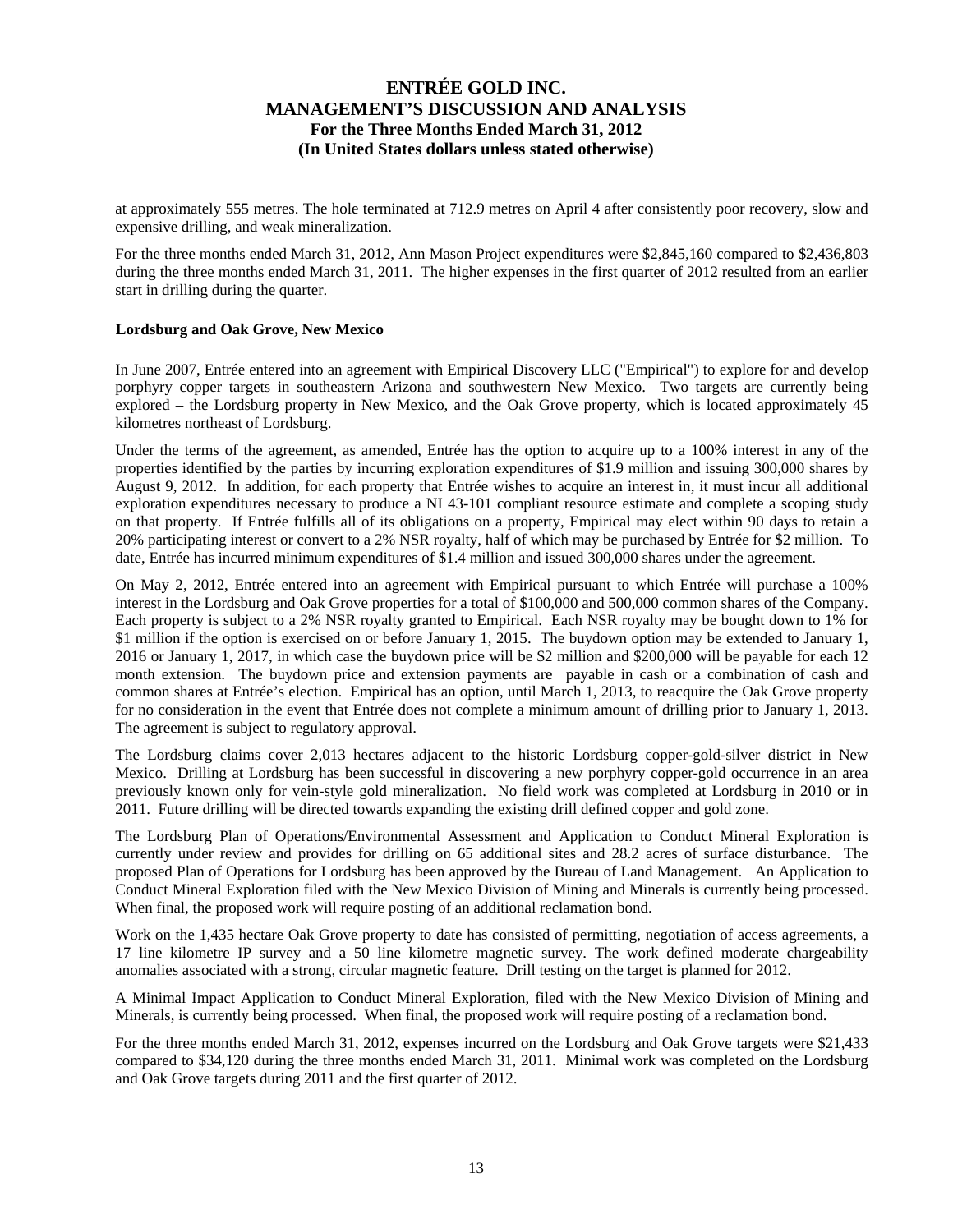at approximately 555 metres. The hole terminated at 712.9 metres on April 4 after consistently poor recovery, slow and expensive drilling, and weak mineralization.

For the three months ended March 31, 2012, Ann Mason Project expenditures were $2,845,160 compared to $2,436,803 during the three months ended March 31, 2011. The higher expenses in the first quarter of 2012 resulted from an earlier start in drilling during the quarter.

**Lordsburg and Oak Grove, New Mexico**

In June 2007, Entrée entered into an agreement with Empirical Discovery LLC ("Empirical") to explore for and develop porphyry copper targets in southeastern Arizona and southwestern New Mexico. Two targets are currently being explored – the Lordsburg property in New Mexico, and the Oak Grove property, which is located approximately 45 kilometres northeast of Lordsburg.

Under the terms of the agreement, as amended, Entrée has the option to acquire up to a 100% interest in any of the properties identified by the parties by incurring exploration expenditures of $1.9 million and issuing 300,000 shares by August 9, 2012. In addition, for each property that Entrée wishes to acquire an interest in, it must incur all additional exploration expenditures necessary to produce a NI 43-101 compliant resource estimate and complete a scoping study on that property. If Entrée fulfills all of its obligations on a property, Empirical may elect within 90 days to retain a 20% participating interest or convert to a 2% NSR royalty, half of which may be purchased by Entrée for $2 million. To date, Entrée has incurred minimum expenditures of $1.4 million and issued 300,000 shares under the agreement.

On May 2, 2012, Entrée entered into an agreement with Empirical pursuant to which Entrée will purchase a 100% interest in the Lordsburg and Oak Grove properties for a total of $100,000 and 500,000 common shares of the Company. Each property is subject to a 2% NSR royalty granted to Empirical. Each NSR royalty may be bought down to 1% for $1 million if the option is exercised on or before January 1, 2015. The buydown option may be extended to January 1, 2016 or January 1, 2017, in which case the buydown price will be $2 million and $200,000 will be payable for each 12 month extension. The buydown price and extension payments are payable in cash or a combination of cash and common shares at Entrée's election. Empirical has an option, until March 1, 2013, to reacquire the Oak Grove property for no consideration in the event that Entrée does not complete a minimum amount of drilling prior to January 1, 2013. The agreement is subject to regulatory approval.

The Lordsburg claims cover 2,013 hectares adjacent to the historic Lordsburg copper-gold-silver district in New Mexico. Drilling at Lordsburg has been successful in discovering a new porphyry copper-gold occurrence in an area previously known only for vein-style gold mineralization. No field work was completed at Lordsburg in 2010 or in 2011. Future drilling will be directed towards expanding the existing drill defined copper and gold zone.

The Lordsburg Plan of Operations/Environmental Assessment and Application to Conduct Mineral Exploration is currently under review and provides for drilling on 65 additional sites and 28.2 acres of surface disturbance. The proposed Plan of Operations for Lordsburg has been approved by the Bureau of Land Management. An Application to Conduct Mineral Exploration filed with the New Mexico Division of Mining and Minerals is currently being processed. When final, the proposed work will require posting of an additional reclamation bond.

Work on the 1,435 hectare Oak Grove property to date has consisted of permitting, negotiation of access agreements, a 17 line kilometre IP survey and a 50 line kilometre magnetic survey. The work defined moderate chargeability anomalies associated with a strong, circular magnetic feature. Drill testing on the target is planned for 2012.

A Minimal Impact Application to Conduct Mineral Exploration, filed with the New Mexico Division of Mining and Minerals, is currently being processed. When final, the proposed work will require posting of a reclamation bond.

For the three months ended March 31, 2012, expenses incurred on the Lordsburg and Oak Grove targets were $21,433 compared to $34,120 during the three months ended March 31, 2011. Minimal work was completed on the Lordsburg and Oak Grove targets during 2011 and the first quarter of 2012.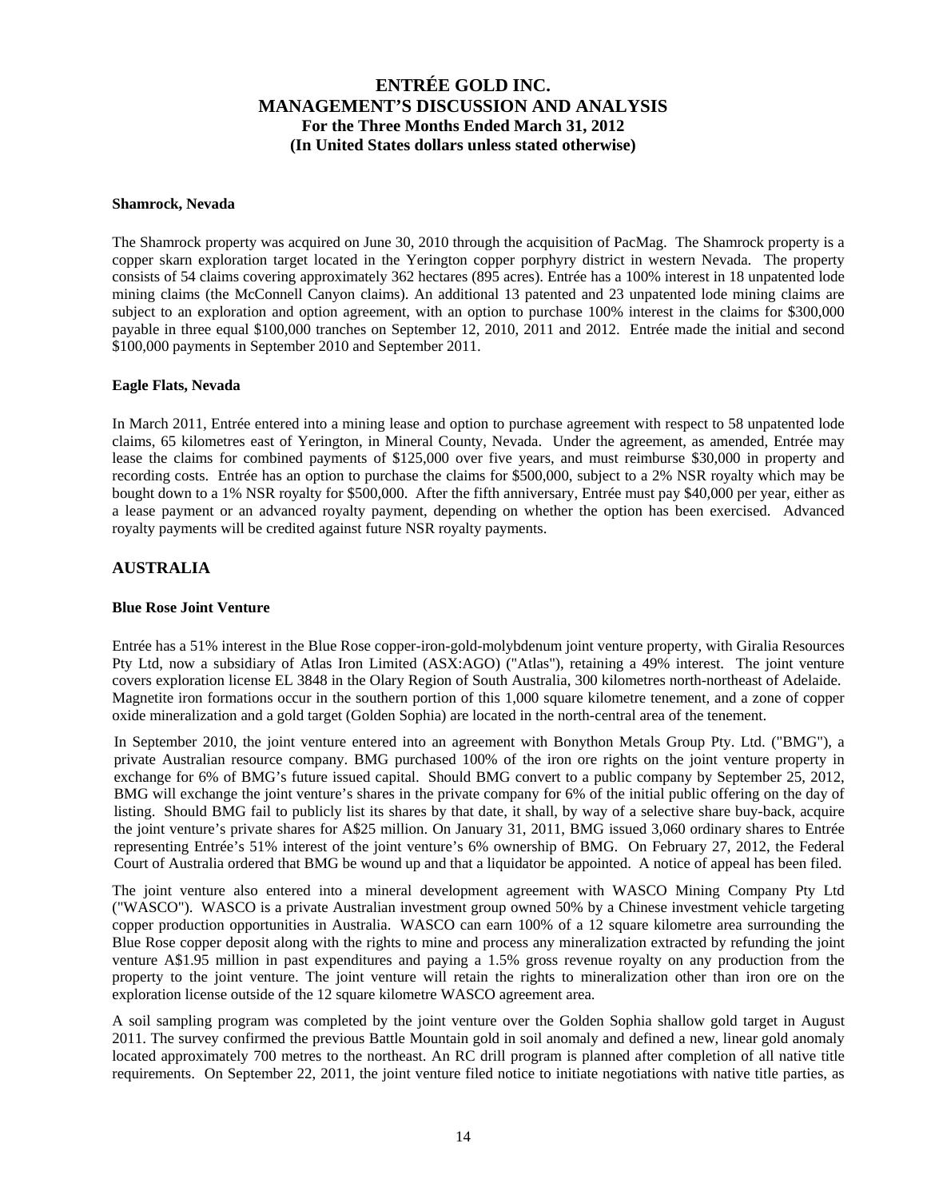#### Shamrock, Nevada

The Shamrock property was acquired on June 30, 2010 through the acquisition of PacMag. The Shamrock property is a copper skarn exploration target located in the Yerington copper porphyry district in western Nevada. The property consists of 54 claims covering approximately 362 hectares (895 acres). Entrée has a 100% interest in 18 unpatented lode mining claims (the McConnell Canyon claims). An additional 13 patented and 23 unpatented lode mining claims are subject to an exploration and option agreement, with an option to purchase 100% interest in the claims for $300,000 payable in three equal $100,000 tranches on September 12, 2010, 2011 and 2012. Entrée made the initial and second $100,000 payments in September 2010 and September 2011.

#### Eagle Flats, Nevada

In March 2011, Entrée entered into a mining lease and option to purchase agreement with respect to 58 unpatented lode claims, 65 kilometres east of Yerington, in Mineral County, Nevada. Under the agreement, as amended, Entrée may lease the claims for combined payments of $125,000 over five years, and must reimburse $30,000 in property and recording costs. Entrée has an option to purchase the claims for $500,000, subject to a 2% NSR royalty which may be bought down to a 1% NSR royalty for $500,000. After the fifth anniversary, Entrée must pay $40,000 per year, either as a lease payment or an advanced royalty payment, depending on whether the option has been exercised. Advanced royalty payments will be credited against future NSR royalty payments.

## AUSTRALIA

#### Blue Rose Joint Venture

Entrée has a 51% interest in the Blue Rose copper-iron-gold-molybdenum joint venture property, with Giralia Resources Pty Ltd, now a subsidiary of Atlas Iron Limited (ASX:AGO) ("Atlas"), retaining a 49% interest. The joint venture covers exploration license EL 3848 in the Olary Region of South Australia, 300 kilometres north-northeast of Adelaide. Magnetite iron formations occur in the southern portion of this 1,000 square kilometre tenement, and a zone of copper oxide mineralization and a gold target (Golden Sophia) are located in the north-central area of the tenement.

In September 2010, the joint venture entered into an agreement with Bonython Metals Group Pty. Ltd. ("BMG"), a private Australian resource company. BMG purchased 100% of the iron ore rights on the joint venture property in exchange for 6% of BMG's future issued capital. Should BMG convert to a public company by September 25, 2012, BMG will exchange the joint venture's shares in the private company for 6% of the initial public offering on the day of listing. Should BMG fail to publicly list its shares by that date, it shall, by way of a selective share buy-back, acquire the joint venture's private shares for A$25 million. On January 31, 2011, BMG issued 3,060 ordinary shares to Entrée representing Entrée's 51% interest of the joint venture's 6% ownership of BMG. On February 27, 2012, the Federal Court of Australia ordered that BMG be wound up and that a liquidator be appointed. A notice of appeal has been filed.

The joint venture also entered into a mineral development agreement with WASCO Mining Company Pty Ltd ("WASCO"). WASCO is a private Australian investment group owned 50% by a Chinese investment vehicle targeting copper production opportunities in Australia. WASCO can earn 100% of a 12 square kilometre area surrounding the Blue Rose copper deposit along with the rights to mine and process any mineralization extracted by refunding the joint venture A$1.95 million in past expenditures and paying a 1.5% gross revenue royalty on any production from the property to the joint venture. The joint venture will retain the rights to mineralization other than iron ore on the exploration license outside of the 12 square kilometre WASCO agreement area.

A soil sampling program was completed by the joint venture over the Golden Sophia shallow gold target in August 2011. The survey confirmed the previous Battle Mountain gold in soil anomaly and defined a new, linear gold anomaly located approximately 700 metres to the northeast. An RC drill program is planned after completion of all native title requirements. On September 22, 2011, the joint venture filed notice to initiate negotiations with native title parties, as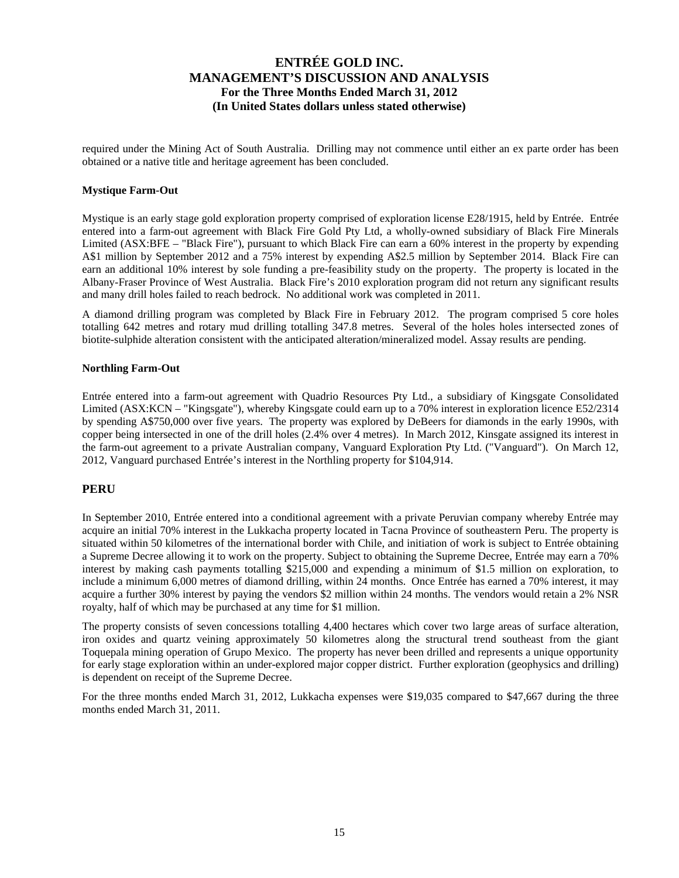required under the Mining Act of South Australia. Drilling may not commence until either an ex parte order has been obtained or a native title and heritage agreement has been concluded.

**Mystique Farm-Out**

Mystique is an early stage gold exploration property comprised of exploration license E28/1915, held by Entrée. Entrée entered into a farm-out agreement with Black Fire Gold Pty Ltd, a wholly-owned subsidiary of Black Fire Minerals Limited (ASX:BFE – "Black Fire"), pursuant to which Black Fire can earn a 60% interest in the property by expending A$1 million by September 2012 and a 75% interest by expending A$2.5 million by September 2014. Black Fire can earn an additional 10% interest by sole funding a pre-feasibility study on the property. The property is located in the Albany-Fraser Province of West Australia. Black Fire's 2010 exploration program did not return any significant results and many drill holes failed to reach bedrock. No additional work was completed in 2011.

A diamond drilling program was completed by Black Fire in February 2012. The program comprised 5 core holes totalling 642 metres and rotary mud drilling totalling 347.8 metres. Several of the holes holes intersected zones of biotite-sulphide alteration consistent with the anticipated alteration/mineralized model. Assay results are pending.

**Northling Farm-Out**

Entrée entered into a farm-out agreement with Quadrio Resources Pty Ltd., a subsidiary of Kingsgate Consolidated Limited (ASX:KCN – "Kingsgate"), whereby Kingsgate could earn up to a 70% interest in exploration licence E52/2314 by spending A$750,000 over five years. The property was explored by DeBeers for diamonds in the early 1990s, with copper being intersected in one of the drill holes (2.4% over 4 metres). In March 2012, Kinsgate assigned its interest in the farm-out agreement to a private Australian company, Vanguard Exploration Pty Ltd. ("Vanguard"). On March 12, 2012, Vanguard purchased Entrée's interest in the Northling property for $104,914.

## PERU

In September 2010, Entrée entered into a conditional agreement with a private Peruvian company whereby Entrée may acquire an initial 70% interest in the Lukkacha property located in Tacna Province of southeastern Peru. The property is situated within 50 kilometres of the international border with Chile, and initiation of work is subject to Entrée obtaining a Supreme Decree allowing it to work on the property. Subject to obtaining the Supreme Decree, Entrée may earn a 70% interest by making cash payments totalling $215,000 and expending a minimum of $1.5 million on exploration, to include a minimum 6,000 metres of diamond drilling, within 24 months. Once Entrée has earned a 70% interest, it may acquire a further 30% interest by paying the vendors $2 million within 24 months. The vendors would retain a 2% NSR royalty, half of which may be purchased at any time for $1 million.

The property consists of seven concessions totalling 4,400 hectares which cover two large areas of surface alteration, iron oxides and quartz veining approximately 50 kilometres along the structural trend southeast from the giant Toquepala mining operation of Grupo Mexico. The property has never been drilled and represents a unique opportunity for early stage exploration within an under-explored major copper district. Further exploration (geophysics and drilling) is dependent on receipt of the Supreme Decree.

For the three months ended March 31, 2012, Lukkacha expenses were $19,035 compared to $47,667 during the three months ended March 31, 2011.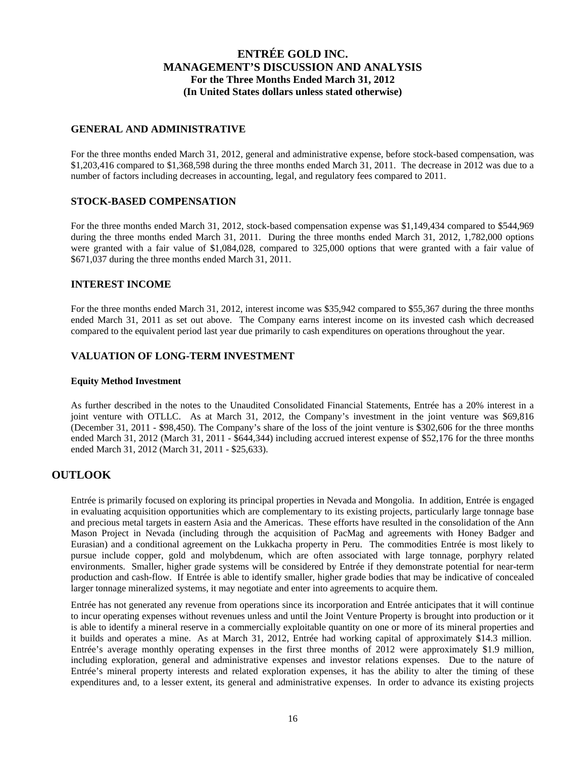## GENERAL AND ADMINISTRATIVE

For the three months ended March 31, 2012, general and administrative expense, before stock-based compensation, was \$1,203,416 compared to \$1,368,598 during the three months ended March 31, 2011. The decrease in 2012 was due to a number of factors including decreases in accounting, legal, and regulatory fees compared to 2011.

## STOCK-BASED COMPENSATION

For the three months ended March 31, 2012, stock-based compensation expense was \$1,149,434 compared to \$544,969 during the three months ended March 31, 2011. During the three months ended March 31, 2012, 1,782,000 options were granted with a fair value of \$1,084,028, compared to 325,000 options that were granted with a fair value of \$671,037 during the three months ended March 31, 2011.

## INTEREST INCOME

For the three months ended March 31, 2012, interest income was \$35,942 compared to \$55,367 during the three months ended March 31, 2011 as set out above. The Company earns interest income on its invested cash which decreased compared to the equivalent period last year due primarily to cash expenditures on operations throughout the year.

## VALUATION OF LONG-TERM INVESTMENT

### Equity Method Investment

As further described in the notes to the Unaudited Consolidated Financial Statements, Entrée has a 20% interest in a joint venture with OTLLC. As at March 31, 2012, the Company's investment in the joint venture was \$69,816 (December 31, 2011 - \$98,450). The Company's share of the loss of the joint venture is \$302,606 for the three months ended March 31, 2012 (March 31, 2011 - \$644,344) including accrued interest expense of \$52,176 for the three months ended March 31, 2012 (March 31, 2011 - \$25,633).

# OUTLOOK

Entrée is primarily focused on exploring its principal properties in Nevada and Mongolia. In addition, Entrée is engaged in evaluating acquisition opportunities which are complementary to its existing projects, particularly large tonnage base and precious metal targets in eastern Asia and the Americas. These efforts have resulted in the consolidation of the Ann Mason Project in Nevada (including through the acquisition of PacMag and agreements with Honey Badger and Eurasian) and a conditional agreement on the Lukkacha property in Peru. The commodities Entrée is most likely to pursue include copper, gold and molybdenum, which are often associated with large tonnage, porphyry related environments. Smaller, higher grade systems will be considered by Entrée if they demonstrate potential for near-term production and cash-flow. If Entrée is able to identify smaller, higher grade bodies that may be indicative of concealed larger tonnage mineralized systems, it may negotiate and enter into agreements to acquire them.

Entrée has not generated any revenue from operations since its incorporation and Entrée anticipates that it will continue to incur operating expenses without revenues unless and until the Joint Venture Property is brought into production or it is able to identify a mineral reserve in a commercially exploitable quantity on one or more of its mineral properties and it builds and operates a mine. As at March 31, 2012, Entrée had working capital of approximately \$14.3 million. Entrée's average monthly operating expenses in the first three months of 2012 were approximately \$1.9 million, including exploration, general and administrative expenses and investor relations expenses. Due to the nature of Entrée's mineral property interests and related exploration expenses, it has the ability to alter the timing of these expenditures and, to a lesser extent, its general and administrative expenses. In order to advance its existing projects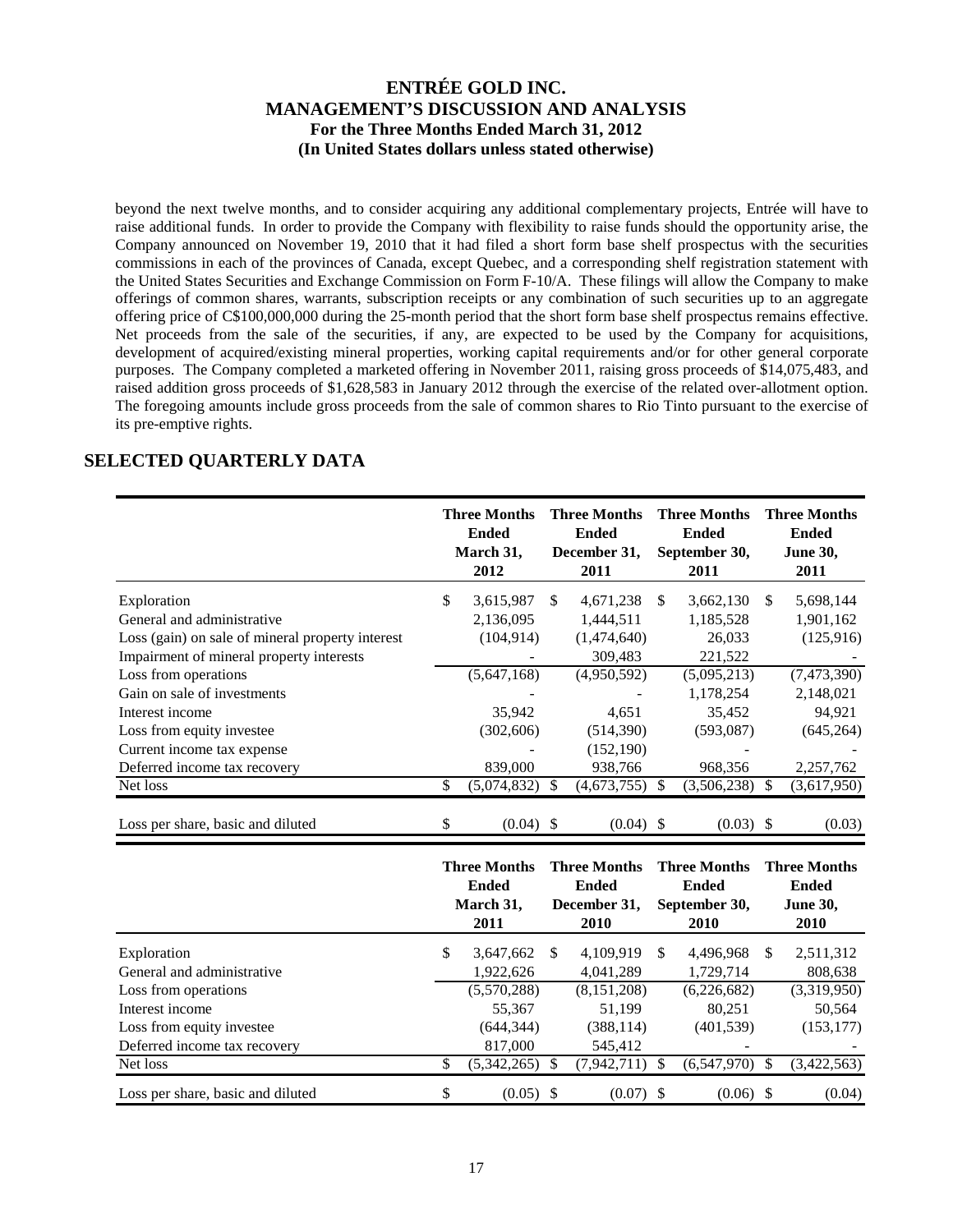beyond the next twelve months, and to consider acquiring any additional complementary projects, Entrée will have to raise additional funds. In order to provide the Company with flexibility to raise funds should the opportunity arise, the Company announced on November 19, 2010 that it had filed a short form base shelf prospectus with the securities commissions in each of the provinces of Canada, except Quebec, and a corresponding shelf registration statement with the United States Securities and Exchange Commission on Form F-10/A. These filings will allow the Company to make offerings of common shares, warrants, subscription receipts or any combination of such securities up to an aggregate offering price of C$100,000,000 during the 25-month period that the short form base shelf prospectus remains effective. Net proceeds from the sale of the securities, if any, are expected to be used by the Company for acquisitions, development of acquired/existing mineral properties, working capital requirements and/or for other general corporate purposes. The Company completed a marketed offering in November 2011, raising gross proceeds of $14,075,483, and raised addition gross proceeds of $1,628,583 in January 2012 through the exercise of the related over-allotment option. The foregoing amounts include gross proceeds from the sale of common shares to Rio Tinto pursuant to the exercise of its pre-emptive rights.

## SELECTED QUARTERLY DATA

| | Three Months Ended March 31, 2012 | Three Months Ended December 31, 2011 | Three Months Ended September 30, 2011 | Three Months Ended June 30, 2011 |
|---|---|---|---|---|
| Exploration | $ 3,615,987 | $ 4,671,238 | $ 3,662,130 | $ 5,698,144 |
| General and administrative | 2,136,095 | 1,444,511 | 1,185,528 | 1,901,162 |
| Loss (gain) on sale of mineral property interest | (104,914) | (1,474,640) | 26,033 | (125,916) |
| Impairment of mineral property interests | - | 309,483 | 221,522 | - |
| Loss from operations | (5,647,168) | (4,950,592) | (5,095,213) | (7,473,390) |
| Gain on sale of investments | - | - | 1,178,254 | 2,148,021 |
| Interest income | 35,942 | 4,651 | 35,452 | 94,921 |
| Loss from equity investee | (302,606) | (514,390) | (593,087) | (645,264) |
| Current income tax expense | - | (152,190) | - | - |
| Deferred income tax recovery | 839,000 | 938,766 | 968,356 | 2,257,762 |
| Net loss | $ (5,074,832) | $ (4,673,755) | $ (3,506,238) | $ (3,617,950) |
| Loss per share, basic and diluted | $ (0.04) | $ (0.04) | $ (0.03) | $ (0.03) |

| | Three Months Ended March 31, 2011 | Three Months Ended December 31, 2010 | Three Months Ended September 30, 2010 | Three Months Ended June 30, 2010 |
|---|---|---|---|---|
| Exploration | $ 3,647,662 | $ 4,109,919 | $ 4,496,968 | $ 2,511,312 |
| General and administrative | 1,922,626 | 4,041,289 | 1,729,714 | 808,638 |
| Loss from operations | (5,570,288) | (8,151,208) | (6,226,682) | (3,319,950) |
| Interest income | 55,367 | 51,199 | 80,251 | 50,564 |
| Loss from equity investee | (644,344) | (388,114) | (401,539) | (153,177) |
| Deferred income tax recovery | 817,000 | 545,412 | - | - |
| Net loss | $ (5,342,265) | $ (7,942,711) | $ (6,547,970) | $ (3,422,563) |
| Loss per share, basic and diluted | $ (0.05) | $ (0.07) | $ (0.06) | $ (0.04) |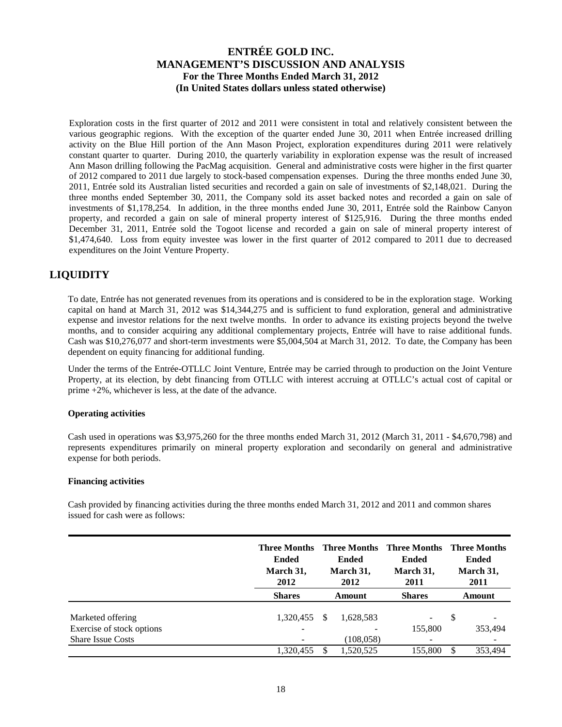Exploration costs in the first quarter of 2012 and 2011 were consistent in total and relatively consistent between the various geographic regions. With the exception of the quarter ended June 30, 2011 when Entrée increased drilling activity on the Blue Hill portion of the Ann Mason Project, exploration expenditures during 2011 were relatively constant quarter to quarter. During 2010, the quarterly variability in exploration expense was the result of increased Ann Mason drilling following the PacMag acquisition. General and administrative costs were higher in the first quarter of 2012 compared to 2011 due largely to stock-based compensation expenses. During the three months ended June 30, 2011, Entrée sold its Australian listed securities and recorded a gain on sale of investments of $2,148,021. During the three months ended September 30, 2011, the Company sold its asset backed notes and recorded a gain on sale of investments of $1,178,254. In addition, in the three months ended June 30, 2011, Entrée sold the Rainbow Canyon property, and recorded a gain on sale of mineral property interest of $125,916. During the three months ended December 31, 2011, Entrée sold the Togoot license and recorded a gain on sale of mineral property interest of $1,474,640. Loss from equity investee was lower in the first quarter of 2012 compared to 2011 due to decreased expenditures on the Joint Venture Property.

## LIQUIDITY

To date, Entrée has not generated revenues from its operations and is considered to be in the exploration stage. Working capital on hand at March 31, 2012 was $14,344,275 and is sufficient to fund exploration, general and administrative expense and investor relations for the next twelve months. In order to advance its existing projects beyond the twelve months, and to consider acquiring any additional complementary projects, Entrée will have to raise additional funds. Cash was $10,276,077 and short-term investments were $5,004,504 at March 31, 2012. To date, the Company has been dependent on equity financing for additional funding.

Under the terms of the Entrée-OTLLC Joint Venture, Entrée may be carried through to production on the Joint Venture Property, at its election, by debt financing from OTLLC with interest accruing at OTLLC's actual cost of capital or prime +2%, whichever is less, at the date of the advance.

**Operating activities**

Cash used in operations was $3,975,260 for the three months ended March 31, 2012 (March 31, 2011 - $4,670,798) and represents expenditures primarily on mineral property exploration and secondarily on general and administrative expense for both periods.

**Financing activities**

Cash provided by financing activities during the three months ended March 31, 2012 and 2011 and common shares issued for cash were as follows:

| | Three Months Ended March 31, 2012 | Three Months Ended March 31, 2012 | Three Months Ended March 31, 2011 | Three Months Ended March 31, 2011 |
|---|---|---|---|---|
| | **Shares** | **Amount** | **Shares** | **Amount** |
| Marketed offering | 1,320,455 | $ 1,628,583 | - | $ - |
| Exercise of stock options | - | - | 155,800 | 353,494 |
| Share Issue Costs | - | (108,058) | - | - |
| | 1,320,455 | $ 1,520,525 | 155,800 | $ 353,494 |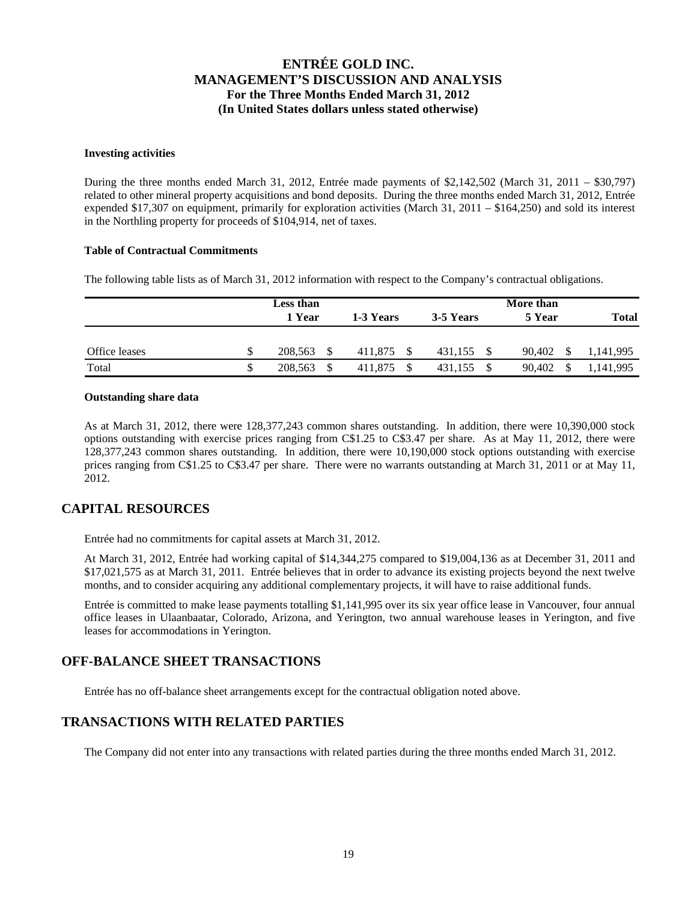#### Investing activities

During the three months ended March 31, 2012, Entrée made payments of $2,142,502 (March 31, 2011 – $30,797) related to other mineral property acquisitions and bond deposits. During the three months ended March 31, 2012, Entrée expended $17,307 on equipment, primarily for exploration activities (March 31, 2011 – $164,250) and sold its interest in the Northling property for proceeds of $104,914, net of taxes.

#### Table of Contractual Commitments

The following table lists as of March 31, 2012 information with respect to the Company's contractual obligations.

| | Less than 1 Year | 1-3 Years | 3-5 Years | More than 5 Year | Total |
|---|---|---|---|---|---|
| Office leases | $ 208,563 | $ 411,875 | $ 431,155 | $ 90,402 | $ 1,141,995 |
| Total | $ 208,563 | $ 411,875 | $ 431,155 | $ 90,402 | $ 1,141,995 |

#### Outstanding share data

As at March 31, 2012, there were 128,377,243 common shares outstanding. In addition, there were 10,390,000 stock options outstanding with exercise prices ranging from C$1.25 to C$3.47 per share. As at May 11, 2012, there were 128,377,243 common shares outstanding. In addition, there were 10,190,000 stock options outstanding with exercise prices ranging from C$1.25 to C$3.47 per share. There were no warrants outstanding at March 31, 2011 or at May 11, 2012.

## CAPITAL RESOURCES

Entrée had no commitments for capital assets at March 31, 2012.

At March 31, 2012, Entrée had working capital of $14,344,275 compared to $19,004,136 as at December 31, 2011 and $17,021,575 as at March 31, 2011. Entrée believes that in order to advance its existing projects beyond the next twelve months, and to consider acquiring any additional complementary projects, it will have to raise additional funds.

Entrée is committed to make lease payments totalling $1,141,995 over its six year office lease in Vancouver, four annual office leases in Ulaanbaatar, Colorado, Arizona, and Yerington, two annual warehouse leases in Yerington, and five leases for accommodations in Yerington.

## OFF-BALANCE SHEET TRANSACTIONS

Entrée has no off-balance sheet arrangements except for the contractual obligation noted above.

## TRANSACTIONS WITH RELATED PARTIES

The Company did not enter into any transactions with related parties during the three months ended March 31, 2012.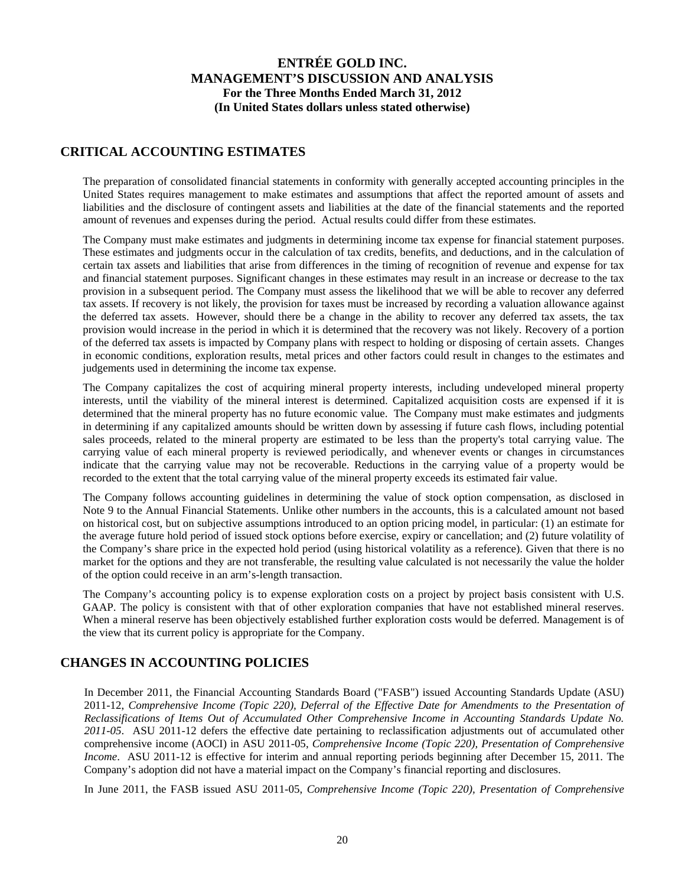## CRITICAL ACCOUNTING ESTIMATES

The preparation of consolidated financial statements in conformity with generally accepted accounting principles in the United States requires management to make estimates and assumptions that affect the reported amount of assets and liabilities and the disclosure of contingent assets and liabilities at the date of the financial statements and the reported amount of revenues and expenses during the period. Actual results could differ from these estimates.

The Company must make estimates and judgments in determining income tax expense for financial statement purposes. These estimates and judgments occur in the calculation of tax credits, benefits, and deductions, and in the calculation of certain tax assets and liabilities that arise from differences in the timing of recognition of revenue and expense for tax and financial statement purposes. Significant changes in these estimates may result in an increase or decrease to the tax provision in a subsequent period. The Company must assess the likelihood that we will be able to recover any deferred tax assets. If recovery is not likely, the provision for taxes must be increased by recording a valuation allowance against the deferred tax assets. However, should there be a change in the ability to recover any deferred tax assets, the tax provision would increase in the period in which it is determined that the recovery was not likely. Recovery of a portion of the deferred tax assets is impacted by Company plans with respect to holding or disposing of certain assets. Changes in economic conditions, exploration results, metal prices and other factors could result in changes to the estimates and judgements used in determining the income tax expense.

The Company capitalizes the cost of acquiring mineral property interests, including undeveloped mineral property interests, until the viability of the mineral interest is determined. Capitalized acquisition costs are expensed if it is determined that the mineral property has no future economic value. The Company must make estimates and judgments in determining if any capitalized amounts should be written down by assessing if future cash flows, including potential sales proceeds, related to the mineral property are estimated to be less than the property's total carrying value. The carrying value of each mineral property is reviewed periodically, and whenever events or changes in circumstances indicate that the carrying value may not be recoverable. Reductions in the carrying value of a property would be recorded to the extent that the total carrying value of the mineral property exceeds its estimated fair value.

The Company follows accounting guidelines in determining the value of stock option compensation, as disclosed in Note 9 to the Annual Financial Statements. Unlike other numbers in the accounts, this is a calculated amount not based on historical cost, but on subjective assumptions introduced to an option pricing model, in particular: (1) an estimate for the average future hold period of issued stock options before exercise, expiry or cancellation; and (2) future volatility of the Company's share price in the expected hold period (using historical volatility as a reference). Given that there is no market for the options and they are not transferable, the resulting value calculated is not necessarily the value the holder of the option could receive in an arm's-length transaction.

The Company's accounting policy is to expense exploration costs on a project by project basis consistent with U.S. GAAP. The policy is consistent with that of other exploration companies that have not established mineral reserves. When a mineral reserve has been objectively established further exploration costs would be deferred. Management is of the view that its current policy is appropriate for the Company.

## CHANGES IN ACCOUNTING POLICIES

In December 2011, the Financial Accounting Standards Board ("FASB") issued Accounting Standards Update (ASU) 2011-12, *Comprehensive Income (Topic 220), Deferral of the Effective Date for Amendments to the Presentation of Reclassifications of Items Out of Accumulated Other Comprehensive Income in Accounting Standards Update No. 2011-05*. ASU 2011-12 defers the effective date pertaining to reclassification adjustments out of accumulated other comprehensive income (AOCI) in ASU 2011-05, *Comprehensive Income (Topic 220), Presentation of Comprehensive Income*. ASU 2011-12 is effective for interim and annual reporting periods beginning after December 15, 2011. The Company's adoption did not have a material impact on the Company's financial reporting and disclosures.

In June 2011, the FASB issued ASU 2011-05, *Comprehensive Income (Topic 220), Presentation of Comprehensive*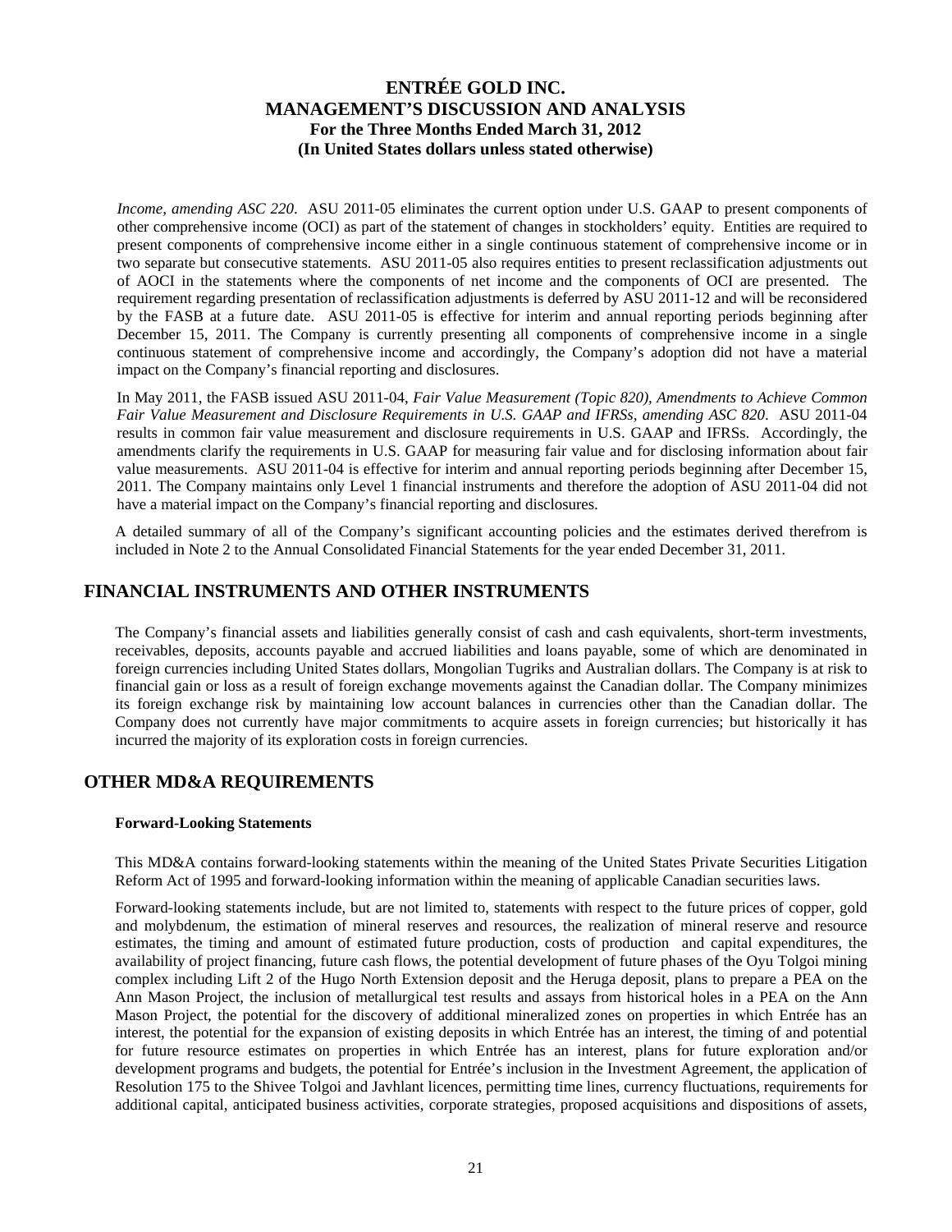*Income, amending ASC 220*. ASU 2011-05 eliminates the current option under U.S. GAAP to present components of other comprehensive income (OCI) as part of the statement of changes in stockholders' equity. Entities are required to present components of comprehensive income either in a single continuous statement of comprehensive income or in two separate but consecutive statements. ASU 2011-05 also requires entities to present reclassification adjustments out of AOCI in the statements where the components of net income and the components of OCI are presented. The requirement regarding presentation of reclassification adjustments is deferred by ASU 2011-12 and will be reconsidered by the FASB at a future date. ASU 2011-05 is effective for interim and annual reporting periods beginning after December 15, 2011. The Company is currently presenting all components of comprehensive income in a single continuous statement of comprehensive income and accordingly, the Company's adoption did not have a material impact on the Company's financial reporting and disclosures.

In May 2011, the FASB issued ASU 2011-04, *Fair Value Measurement (Topic 820), Amendments to Achieve Common Fair Value Measurement and Disclosure Requirements in U.S. GAAP and IFRSs, amending ASC 820*. ASU 2011-04 results in common fair value measurement and disclosure requirements in U.S. GAAP and IFRSs. Accordingly, the amendments clarify the requirements in U.S. GAAP for measuring fair value and for disclosing information about fair value measurements. ASU 2011-04 is effective for interim and annual reporting periods beginning after December 15, 2011. The Company maintains only Level 1 financial instruments and therefore the adoption of ASU 2011-04 did not have a material impact on the Company's financial reporting and disclosures.

A detailed summary of all of the Company's significant accounting policies and the estimates derived therefrom is included in Note 2 to the Annual Consolidated Financial Statements for the year ended December 31, 2011.

## FINANCIAL INSTRUMENTS AND OTHER INSTRUMENTS

The Company's financial assets and liabilities generally consist of cash and cash equivalents, short-term investments, receivables, deposits, accounts payable and accrued liabilities and loans payable, some of which are denominated in foreign currencies including United States dollars, Mongolian Tugriks and Australian dollars. The Company is at risk to financial gain or loss as a result of foreign exchange movements against the Canadian dollar. The Company minimizes its foreign exchange risk by maintaining low account balances in currencies other than the Canadian dollar. The Company does not currently have major commitments to acquire assets in foreign currencies; but historically it has incurred the majority of its exploration costs in foreign currencies.

## OTHER MD&A REQUIREMENTS

### Forward-Looking Statements

This MD&A contains forward-looking statements within the meaning of the United States Private Securities Litigation Reform Act of 1995 and forward-looking information within the meaning of applicable Canadian securities laws.

Forward-looking statements include, but are not limited to, statements with respect to the future prices of copper, gold and molybdenum, the estimation of mineral reserves and resources, the realization of mineral reserve and resource estimates, the timing and amount of estimated future production, costs of production and capital expenditures, the availability of project financing, future cash flows, the potential development of future phases of the Oyu Tolgoi mining complex including Lift 2 of the Hugo North Extension deposit and the Heruga deposit, plans to prepare a PEA on the Ann Mason Project, the inclusion of metallurgical test results and assays from historical holes in a PEA on the Ann Mason Project, the potential for the discovery of additional mineralized zones on properties in which Entrée has an interest, the potential for the expansion of existing deposits in which Entrée has an interest, the timing of and potential for future resource estimates on properties in which Entrée has an interest, plans for future exploration and/or development programs and budgets, the potential for Entrée's inclusion in the Investment Agreement, the application of Resolution 175 to the Shivee Tolgoi and Javhlant licences, permitting time lines, currency fluctuations, requirements for additional capital, anticipated business activities, corporate strategies, proposed acquisitions and dispositions of assets,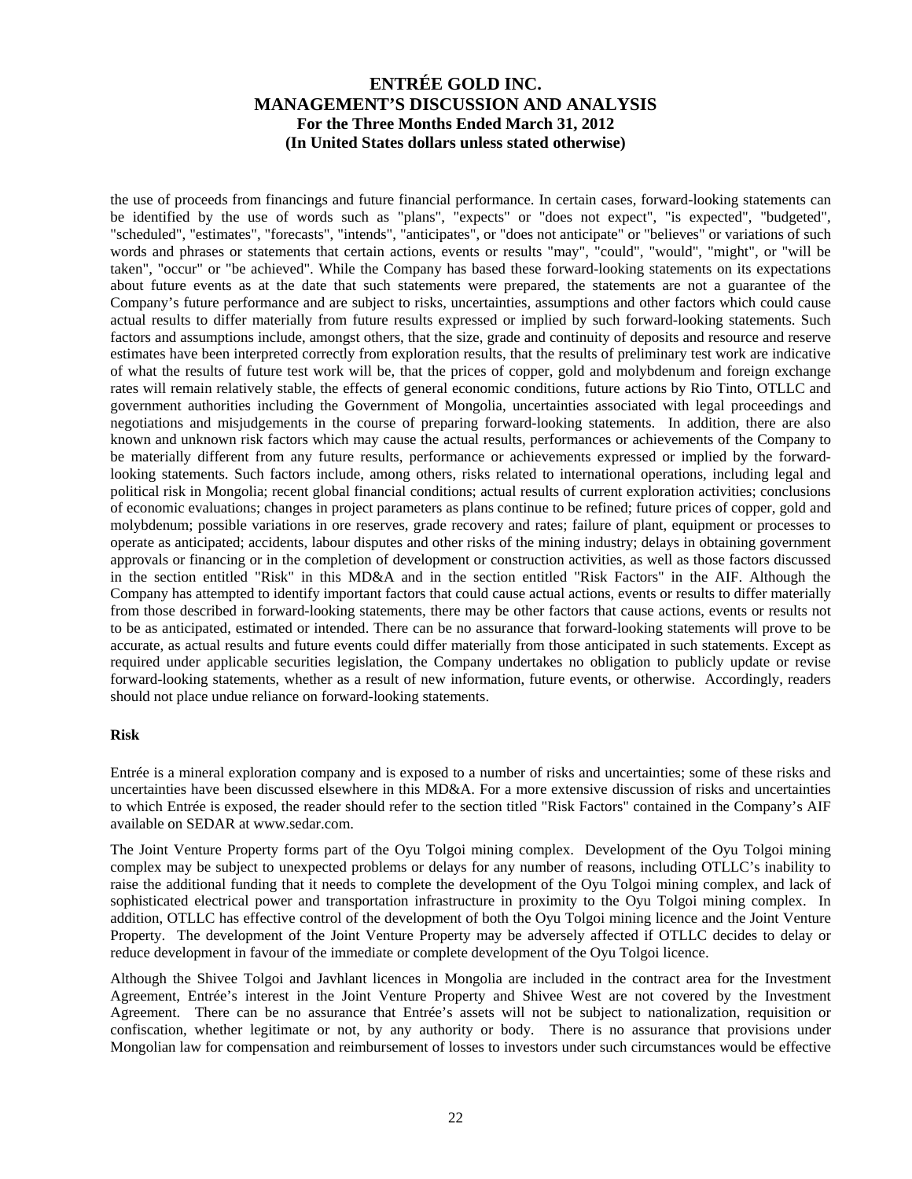the use of proceeds from financings and future financial performance. In certain cases, forward-looking statements can be identified by the use of words such as "plans", "expects" or "does not expect", "is expected", "budgeted", "scheduled", "estimates", "forecasts", "intends", "anticipates", or "does not anticipate" or "believes" or variations of such words and phrases or statements that certain actions, events or results "may", "could", "would", "might", or "will be taken", "occur" or "be achieved". While the Company has based these forward-looking statements on its expectations about future events as at the date that such statements were prepared, the statements are not a guarantee of the Company's future performance and are subject to risks, uncertainties, assumptions and other factors which could cause actual results to differ materially from future results expressed or implied by such forward-looking statements. Such factors and assumptions include, amongst others, that the size, grade and continuity of deposits and resource and reserve estimates have been interpreted correctly from exploration results, that the results of preliminary test work are indicative of what the results of future test work will be, that the prices of copper, gold and molybdenum and foreign exchange rates will remain relatively stable, the effects of general economic conditions, future actions by Rio Tinto, OTLLC and government authorities including the Government of Mongolia, uncertainties associated with legal proceedings and negotiations and misjudgements in the course of preparing forward-looking statements. In addition, there are also known and unknown risk factors which may cause the actual results, performances or achievements of the Company to be materially different from any future results, performance or achievements expressed or implied by the forward-looking statements. Such factors include, among others, risks related to international operations, including legal and political risk in Mongolia; recent global financial conditions; actual results of current exploration activities; conclusions of economic evaluations; changes in project parameters as plans continue to be refined; future prices of copper, gold and molybdenum; possible variations in ore reserves, grade recovery and rates; failure of plant, equipment or processes to operate as anticipated; accidents, labour disputes and other risks of the mining industry; delays in obtaining government approvals or financing or in the completion of development or construction activities, as well as those factors discussed in the section entitled "Risk" in this MD&A and in the section entitled "Risk Factors" in the AIF. Although the Company has attempted to identify important factors that could cause actual actions, events or results to differ materially from those described in forward-looking statements, there may be other factors that cause actions, events or results not to be as anticipated, estimated or intended. There can be no assurance that forward-looking statements will prove to be accurate, as actual results and future events could differ materially from those anticipated in such statements. Except as required under applicable securities legislation, the Company undertakes no obligation to publicly update or revise forward-looking statements, whether as a result of new information, future events, or otherwise. Accordingly, readers should not place undue reliance on forward-looking statements.

**Risk**

Entrée is a mineral exploration company and is exposed to a number of risks and uncertainties; some of these risks and uncertainties have been discussed elsewhere in this MD&A. For a more extensive discussion of risks and uncertainties to which Entrée is exposed, the reader should refer to the section titled "Risk Factors" contained in the Company's AIF available on SEDAR at www.sedar.com.

The Joint Venture Property forms part of the Oyu Tolgoi mining complex. Development of the Oyu Tolgoi mining complex may be subject to unexpected problems or delays for any number of reasons, including OTLLC's inability to raise the additional funding that it needs to complete the development of the Oyu Tolgoi mining complex, and lack of sophisticated electrical power and transportation infrastructure in proximity to the Oyu Tolgoi mining complex. In addition, OTLLC has effective control of the development of both the Oyu Tolgoi mining licence and the Joint Venture Property. The development of the Joint Venture Property may be adversely affected if OTLLC decides to delay or reduce development in favour of the immediate or complete development of the Oyu Tolgoi licence.

Although the Shivee Tolgoi and Javhlant licences in Mongolia are included in the contract area for the Investment Agreement, Entrée's interest in the Joint Venture Property and Shivee West are not covered by the Investment Agreement. There can be no assurance that Entrée's assets will not be subject to nationalization, requisition or confiscation, whether legitimate or not, by any authority or body. There is no assurance that provisions under Mongolian law for compensation and reimbursement of losses to investors under such circumstances would be effective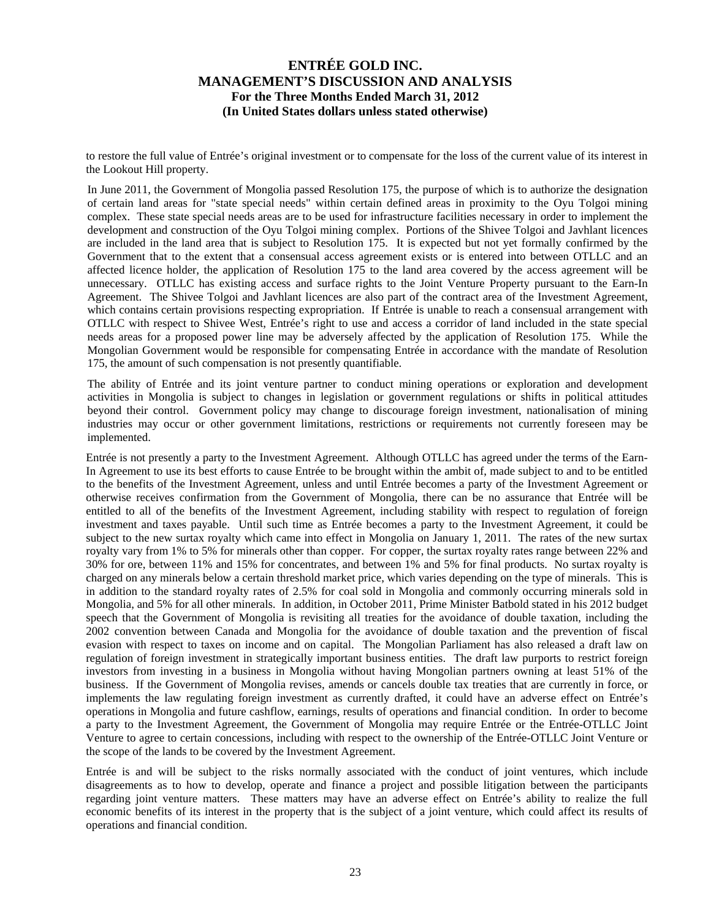to restore the full value of Entrée's original investment or to compensate for the loss of the current value of its interest in the Lookout Hill property.

In June 2011, the Government of Mongolia passed Resolution 175, the purpose of which is to authorize the designation of certain land areas for "state special needs" within certain defined areas in proximity to the Oyu Tolgoi mining complex. These state special needs areas are to be used for infrastructure facilities necessary in order to implement the development and construction of the Oyu Tolgoi mining complex. Portions of the Shivee Tolgoi and Javhlant licences are included in the land area that is subject to Resolution 175. It is expected but not yet formally confirmed by the Government that to the extent that a consensual access agreement exists or is entered into between OTLLC and an affected licence holder, the application of Resolution 175 to the land area covered by the access agreement will be unnecessary. OTLLC has existing access and surface rights to the Joint Venture Property pursuant to the Earn-In Agreement. The Shivee Tolgoi and Javhlant licences are also part of the contract area of the Investment Agreement, which contains certain provisions respecting expropriation. If Entrée is unable to reach a consensual arrangement with OTLLC with respect to Shivee West, Entrée's right to use and access a corridor of land included in the state special needs areas for a proposed power line may be adversely affected by the application of Resolution 175. While the Mongolian Government would be responsible for compensating Entrée in accordance with the mandate of Resolution 175, the amount of such compensation is not presently quantifiable.

The ability of Entrée and its joint venture partner to conduct mining operations or exploration and development activities in Mongolia is subject to changes in legislation or government regulations or shifts in political attitudes beyond their control. Government policy may change to discourage foreign investment, nationalisation of mining industries may occur or other government limitations, restrictions or requirements not currently foreseen may be implemented.

Entrée is not presently a party to the Investment Agreement. Although OTLLC has agreed under the terms of the Earn-In Agreement to use its best efforts to cause Entrée to be brought within the ambit of, made subject to and to be entitled to the benefits of the Investment Agreement, unless and until Entrée becomes a party of the Investment Agreement or otherwise receives confirmation from the Government of Mongolia, there can be no assurance that Entrée will be entitled to all of the benefits of the Investment Agreement, including stability with respect to regulation of foreign investment and taxes payable. Until such time as Entrée becomes a party to the Investment Agreement, it could be subject to the new surtax royalty which came into effect in Mongolia on January 1, 2011. The rates of the new surtax royalty vary from 1% to 5% for minerals other than copper. For copper, the surtax royalty rates range between 22% and 30% for ore, between 11% and 15% for concentrates, and between 1% and 5% for final products. No surtax royalty is charged on any minerals below a certain threshold market price, which varies depending on the type of minerals. This is in addition to the standard royalty rates of 2.5% for coal sold in Mongolia and commonly occurring minerals sold in Mongolia, and 5% for all other minerals. In addition, in October 2011, Prime Minister Batbold stated in his 2012 budget speech that the Government of Mongolia is revisiting all treaties for the avoidance of double taxation, including the 2002 convention between Canada and Mongolia for the avoidance of double taxation and the prevention of fiscal evasion with respect to taxes on income and on capital. The Mongolian Parliament has also released a draft law on regulation of foreign investment in strategically important business entities. The draft law purports to restrict foreign investors from investing in a business in Mongolia without having Mongolian partners owning at least 51% of the business. If the Government of Mongolia revises, amends or cancels double tax treaties that are currently in force, or implements the law regulating foreign investment as currently drafted, it could have an adverse effect on Entrée's operations in Mongolia and future cashflow, earnings, results of operations and financial condition. In order to become a party to the Investment Agreement, the Government of Mongolia may require Entrée or the Entrée-OTLLC Joint Venture to agree to certain concessions, including with respect to the ownership of the Entrée-OTLLC Joint Venture or the scope of the lands to be covered by the Investment Agreement.

Entrée is and will be subject to the risks normally associated with the conduct of joint ventures, which include disagreements as to how to develop, operate and finance a project and possible litigation between the participants regarding joint venture matters. These matters may have an adverse effect on Entrée's ability to realize the full economic benefits of its interest in the property that is the subject of a joint venture, which could affect its results of operations and financial condition.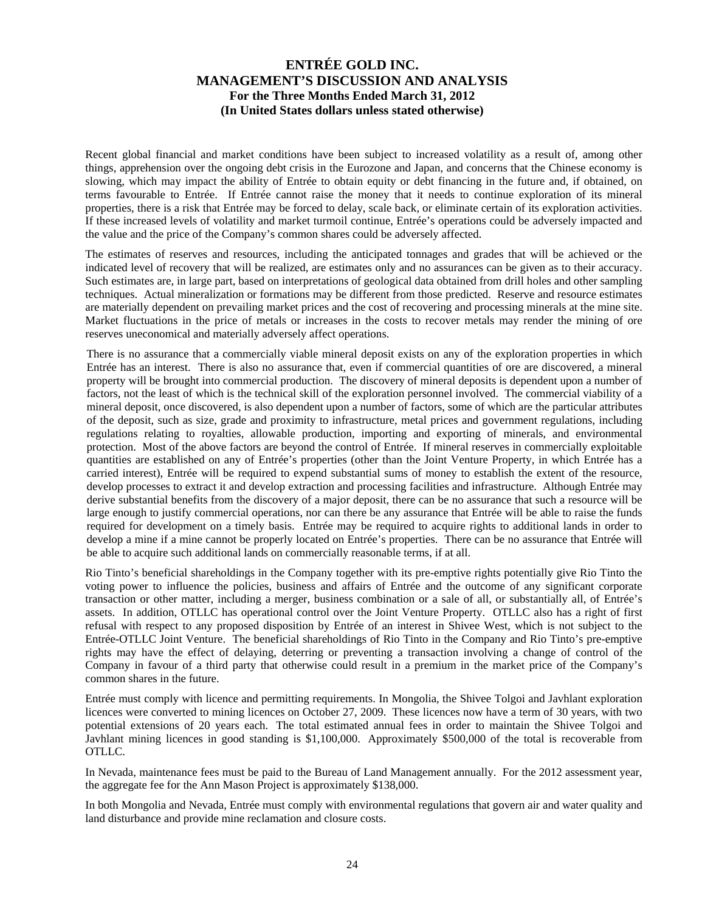Recent global financial and market conditions have been subject to increased volatility as a result of, among other things, apprehension over the ongoing debt crisis in the Eurozone and Japan, and concerns that the Chinese economy is slowing, which may impact the ability of Entrée to obtain equity or debt financing in the future and, if obtained, on terms favourable to Entrée. If Entrée cannot raise the money that it needs to continue exploration of its mineral properties, there is a risk that Entrée may be forced to delay, scale back, or eliminate certain of its exploration activities. If these increased levels of volatility and market turmoil continue, Entrée's operations could be adversely impacted and the value and the price of the Company's common shares could be adversely affected.

The estimates of reserves and resources, including the anticipated tonnages and grades that will be achieved or the indicated level of recovery that will be realized, are estimates only and no assurances can be given as to their accuracy. Such estimates are, in large part, based on interpretations of geological data obtained from drill holes and other sampling techniques. Actual mineralization or formations may be different from those predicted. Reserve and resource estimates are materially dependent on prevailing market prices and the cost of recovering and processing minerals at the mine site. Market fluctuations in the price of metals or increases in the costs to recover metals may render the mining of ore reserves uneconomical and materially adversely affect operations.

There is no assurance that a commercially viable mineral deposit exists on any of the exploration properties in which Entrée has an interest. There is also no assurance that, even if commercial quantities of ore are discovered, a mineral property will be brought into commercial production. The discovery of mineral deposits is dependent upon a number of factors, not the least of which is the technical skill of the exploration personnel involved. The commercial viability of a mineral deposit, once discovered, is also dependent upon a number of factors, some of which are the particular attributes of the deposit, such as size, grade and proximity to infrastructure, metal prices and government regulations, including regulations relating to royalties, allowable production, importing and exporting of minerals, and environmental protection. Most of the above factors are beyond the control of Entrée. If mineral reserves in commercially exploitable quantities are established on any of Entrée's properties (other than the Joint Venture Property, in which Entrée has a carried interest), Entrée will be required to expend substantial sums of money to establish the extent of the resource, develop processes to extract it and develop extraction and processing facilities and infrastructure. Although Entrée may derive substantial benefits from the discovery of a major deposit, there can be no assurance that such a resource will be large enough to justify commercial operations, nor can there be any assurance that Entrée will be able to raise the funds required for development on a timely basis. Entrée may be required to acquire rights to additional lands in order to develop a mine if a mine cannot be properly located on Entrée's properties. There can be no assurance that Entrée will be able to acquire such additional lands on commercially reasonable terms, if at all.

Rio Tinto's beneficial shareholdings in the Company together with its pre-emptive rights potentially give Rio Tinto the voting power to influence the policies, business and affairs of Entrée and the outcome of any significant corporate transaction or other matter, including a merger, business combination or a sale of all, or substantially all, of Entrée's assets. In addition, OTLLC has operational control over the Joint Venture Property. OTLLC also has a right of first refusal with respect to any proposed disposition by Entrée of an interest in Shivee West, which is not subject to the Entrée-OTLLC Joint Venture. The beneficial shareholdings of Rio Tinto in the Company and Rio Tinto's pre-emptive rights may have the effect of delaying, deterring or preventing a transaction involving a change of control of the Company in favour of a third party that otherwise could result in a premium in the market price of the Company's common shares in the future.

Entrée must comply with licence and permitting requirements. In Mongolia, the Shivee Tolgoi and Javhlant exploration licences were converted to mining licences on October 27, 2009. These licences now have a term of 30 years, with two potential extensions of 20 years each. The total estimated annual fees in order to maintain the Shivee Tolgoi and Javhlant mining licences in good standing is $1,100,000. Approximately $500,000 of the total is recoverable from OTLLC.

In Nevada, maintenance fees must be paid to the Bureau of Land Management annually. For the 2012 assessment year, the aggregate fee for the Ann Mason Project is approximately $138,000.

In both Mongolia and Nevada, Entrée must comply with environmental regulations that govern air and water quality and land disturbance and provide mine reclamation and closure costs.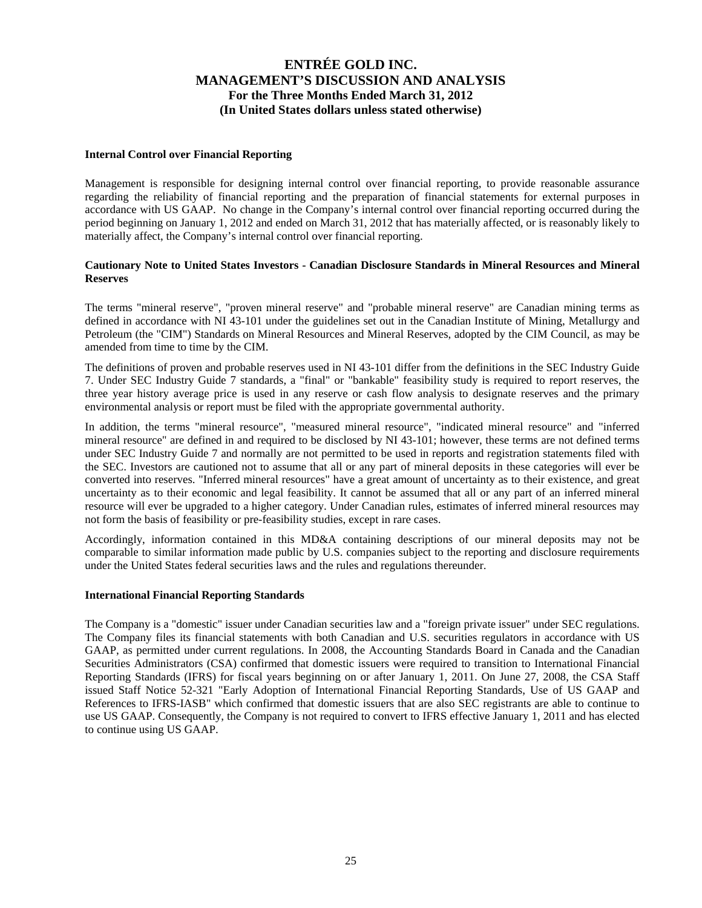## Internal Control over Financial Reporting

Management is responsible for designing internal control over financial reporting, to provide reasonable assurance regarding the reliability of financial reporting and the preparation of financial statements for external purposes in accordance with US GAAP. No change in the Company's internal control over financial reporting occurred during the period beginning on January 1, 2012 and ended on March 31, 2012 that has materially affected, or is reasonably likely to materially affect, the Company's internal control over financial reporting.

## Cautionary Note to United States Investors - Canadian Disclosure Standards in Mineral Resources and Mineral Reserves

The terms "mineral reserve", "proven mineral reserve" and "probable mineral reserve" are Canadian mining terms as defined in accordance with NI 43-101 under the guidelines set out in the Canadian Institute of Mining, Metallurgy and Petroleum (the "CIM") Standards on Mineral Resources and Mineral Reserves, adopted by the CIM Council, as may be amended from time to time by the CIM.

The definitions of proven and probable reserves used in NI 43-101 differ from the definitions in the SEC Industry Guide 7. Under SEC Industry Guide 7 standards, a "final" or "bankable" feasibility study is required to report reserves, the three year history average price is used in any reserve or cash flow analysis to designate reserves and the primary environmental analysis or report must be filed with the appropriate governmental authority.

In addition, the terms "mineral resource", "measured mineral resource", "indicated mineral resource" and "inferred mineral resource" are defined in and required to be disclosed by NI 43-101; however, these terms are not defined terms under SEC Industry Guide 7 and normally are not permitted to be used in reports and registration statements filed with the SEC. Investors are cautioned not to assume that all or any part of mineral deposits in these categories will ever be converted into reserves. "Inferred mineral resources" have a great amount of uncertainty as to their existence, and great uncertainty as to their economic and legal feasibility. It cannot be assumed that all or any part of an inferred mineral resource will ever be upgraded to a higher category. Under Canadian rules, estimates of inferred mineral resources may not form the basis of feasibility or pre-feasibility studies, except in rare cases.

Accordingly, information contained in this MD&A containing descriptions of our mineral deposits may not be comparable to similar information made public by U.S. companies subject to the reporting and disclosure requirements under the United States federal securities laws and the rules and regulations thereunder.

## International Financial Reporting Standards

The Company is a "domestic" issuer under Canadian securities law and a "foreign private issuer" under SEC regulations. The Company files its financial statements with both Canadian and U.S. securities regulators in accordance with US GAAP, as permitted under current regulations. In 2008, the Accounting Standards Board in Canada and the Canadian Securities Administrators (CSA) confirmed that domestic issuers were required to transition to International Financial Reporting Standards (IFRS) for fiscal years beginning on or after January 1, 2011. On June 27, 2008, the CSA Staff issued Staff Notice 52-321 "Early Adoption of International Financial Reporting Standards, Use of US GAAP and References to IFRS-IASB" which confirmed that domestic issuers that are also SEC registrants are able to continue to use US GAAP. Consequently, the Company is not required to convert to IFRS effective January 1, 2011 and has elected to continue using US GAAP.